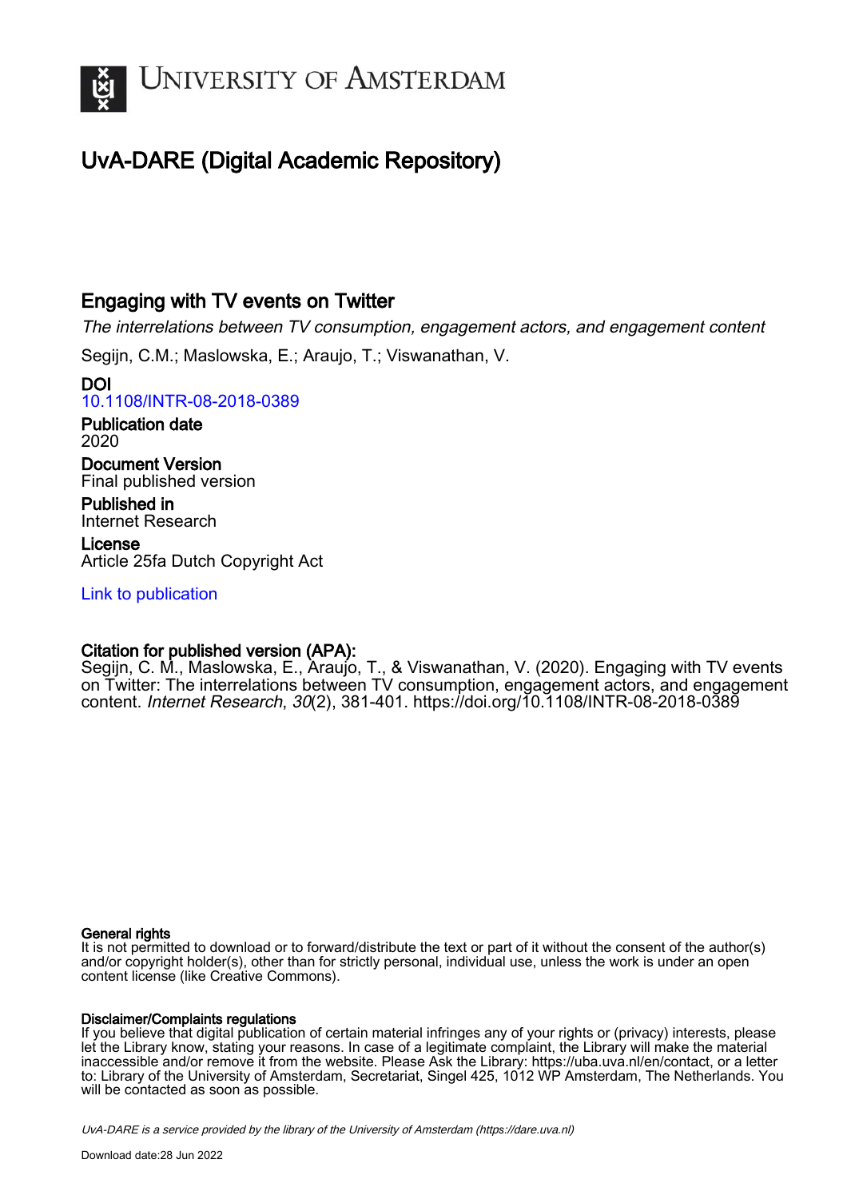# UvA-DARE (Digital Academic Repository)

## Engaging with TV events on Twitter

*The interrelations between TV consumption, engagement actors, and engagement content*

Segijn, C.M.; Maslowska, E.; Araujo, T.; Viswanathan, V.

**DOI**
10.1108/INTR-08-2018-0389

**Publication date**
2020

**Document Version**
Final published version

**Published in**
Internet Research

**License**
Article 25fa Dutch Copyright Act

Link to publication

**Citation for published version (APA):**
Segijn, C. M., Maslowska, E., Araujo, T., & Viswanathan, V. (2020). Engaging with TV events on Twitter: The interrelations between TV consumption, engagement actors, and engagement content. *Internet Research*, *30*(2), 381-401. https://doi.org/10.1108/INTR-08-2018-0389

**General rights**
It is not permitted to download or to forward/distribute the text or part of it without the consent of the author(s) and/or copyright holder(s), other than for strictly personal, individual use, unless the work is under an open content license (like Creative Commons).

**Disclaimer/Complaints regulations**
If you believe that digital publication of certain material infringes any of your rights or (privacy) interests, please let the Library know, stating your reasons. In case of a legitimate complaint, the Library will make the material inaccessible and/or remove it from the website. Please Ask the Library: https://uba.uva.nl/en/contact, or a letter to: Library of the University of Amsterdam, Secretariat, Singel 425, 1012 WP Amsterdam, The Netherlands. You will be contacted as soon as possible.

*UvA-DARE is a service provided by the library of the University of Amsterdam (https://dare.uva.nl)*

Download date:28 Jun 2022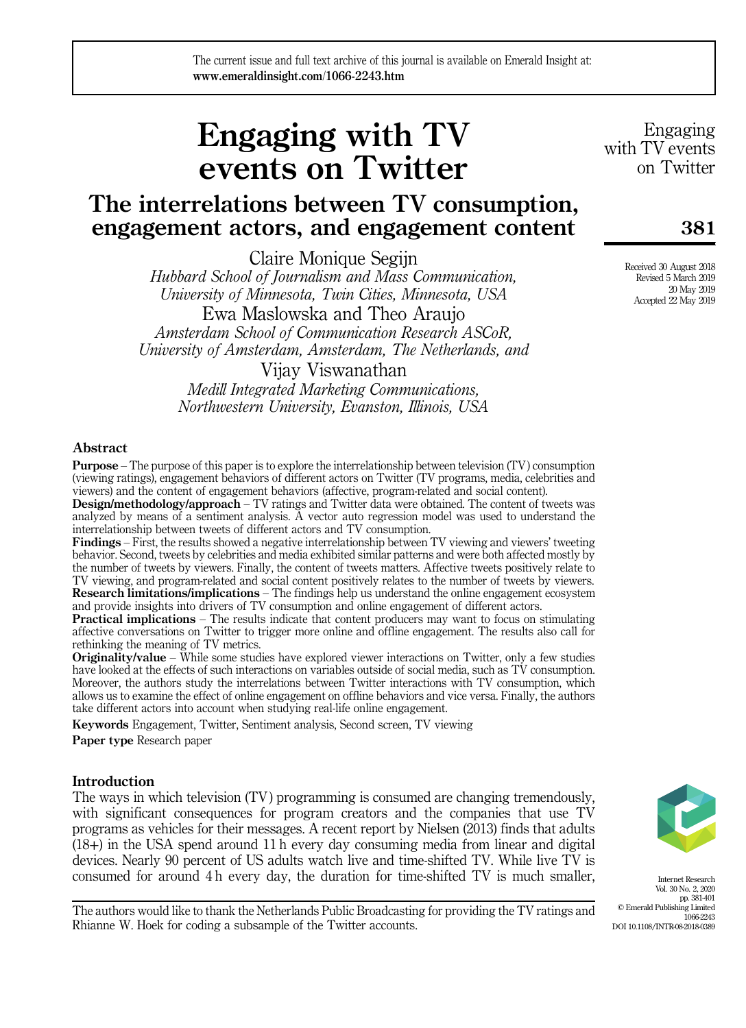# Engaging with TV events on Twitter

## The interrelations between TV consumption, engagement actors, and engagement content

Claire Monique Segijn

*Hubbard School of Journalism and Mass Communication, University of Minnesota, Twin Cities, Minnesota, USA*

Ewa Maslowska and Theo Araujo

*Amsterdam School of Communication Research ASCoR, University of Amsterdam, Amsterdam, The Netherlands, and*

Vijay Viswanathan

*Medill Integrated Marketing Communications, Northwestern University, Evanston, Illinois, USA*

Received 30 August 2018
Revised 5 March 2019
20 May 2019
Accepted 22 May 2019

### Abstract

**Purpose** – The purpose of this paper is to explore the interrelationship between television (TV) consumption (viewing ratings), engagement behaviors of different actors on Twitter (TV programs, media, celebrities and viewers) and the content of engagement behaviors (affective, program-related and social content).

**Design/methodology/approach** – TV ratings and Twitter data were obtained. The content of tweets was analyzed by means of a sentiment analysis. A vector auto regression model was used to understand the interrelationship between tweets of different actors and TV consumption.

**Findings** – First, the results showed a negative interrelationship between TV viewing and viewers' tweeting behavior. Second, tweets by celebrities and media exhibited similar patterns and were both affected mostly by the number of tweets by viewers. Finally, the content of tweets matters. Affective tweets positively relate to TV viewing, and program-related and social content positively relates to the number of tweets by viewers.

**Research limitations/implications** – The findings help us understand the online engagement ecosystem and provide insights into drivers of TV consumption and online engagement of different actors.

**Practical implications** – The results indicate that content producers may want to focus on stimulating affective conversations on Twitter to trigger more online and offline engagement. The results also call for rethinking the meaning of TV metrics.

**Originality/value** – While some studies have explored viewer interactions on Twitter, only a few studies have looked at the effects of such interactions on variables outside of social media, such as TV consumption. Moreover, the authors study the interrelations between Twitter interactions with TV consumption, which allows us to examine the effect of online engagement on offline behaviors and vice versa. Finally, the authors take different actors into account when studying real-life online engagement.

**Keywords** Engagement, Twitter, Sentiment analysis, Second screen, TV viewing

**Paper type** Research paper

### Introduction

The ways in which television (TV) programming is consumed are changing tremendously, with significant consequences for program creators and the companies that use TV programs as vehicles for their messages. A recent report by Nielsen (2013) finds that adults (18+) in the USA spend around 11 h every day consuming media from linear and digital devices. Nearly 90 percent of US adults watch live and time-shifted TV. While live TV is consumed for around 4 h every day, the duration for time-shifted TV is much smaller,

The authors would like to thank the Netherlands Public Broadcasting for providing the TV ratings and Rhianne W. Hoek for coding a subsample of the Twitter accounts.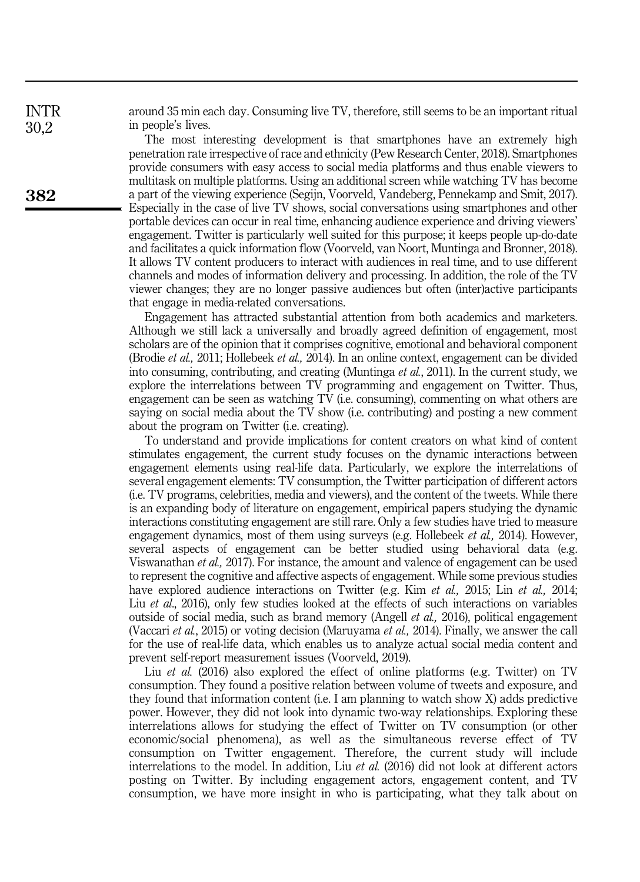around 35 min each day. Consuming live TV, therefore, still seems to be an important ritual in people's lives.

The most interesting development is that smartphones have an extremely high penetration rate irrespective of race and ethnicity (Pew Research Center, 2018). Smartphones provide consumers with easy access to social media platforms and thus enable viewers to multitask on multiple platforms. Using an additional screen while watching TV has become a part of the viewing experience (Segijn, Voorveld, Vandeberg, Pennekamp and Smit, 2017). Especially in the case of live TV shows, social conversations using smartphones and other portable devices can occur in real time, enhancing audience experience and driving viewers' engagement. Twitter is particularly well suited for this purpose; it keeps people up-do-date and facilitates a quick information flow (Voorveld, van Noort, Muntinga and Bronner, 2018). It allows TV content producers to interact with audiences in real time, and to use different channels and modes of information delivery and processing. In addition, the role of the TV viewer changes; they are no longer passive audiences but often (inter)active participants that engage in media-related conversations.

Engagement has attracted substantial attention from both academics and marketers. Although we still lack a universally and broadly agreed definition of engagement, most scholars are of the opinion that it comprises cognitive, emotional and behavioral component (Brodie *et al.,* 2011; Hollebeek *et al.,* 2014). In an online context, engagement can be divided into consuming, contributing, and creating (Muntinga *et al.*, 2011). In the current study, we explore the interrelations between TV programming and engagement on Twitter. Thus, engagement can be seen as watching TV (i.e. consuming), commenting on what others are saying on social media about the TV show (i.e. contributing) and posting a new comment about the program on Twitter (i.e. creating).

To understand and provide implications for content creators on what kind of content stimulates engagement, the current study focuses on the dynamic interactions between engagement elements using real-life data. Particularly, we explore the interrelations of several engagement elements: TV consumption, the Twitter participation of different actors (i.e. TV programs, celebrities, media and viewers), and the content of the tweets. While there is an expanding body of literature on engagement, empirical papers studying the dynamic interactions constituting engagement are still rare. Only a few studies have tried to measure engagement dynamics, most of them using surveys (e.g. Hollebeek *et al.,* 2014). However, several aspects of engagement can be better studied using behavioral data (e.g. Viswanathan *et al.,* 2017). For instance, the amount and valence of engagement can be used to represent the cognitive and affective aspects of engagement. While some previous studies have explored audience interactions on Twitter (e.g. Kim *et al.,* 2015; Lin *et al.,* 2014; Liu *et al.*, 2016), only few studies looked at the effects of such interactions on variables outside of social media, such as brand memory (Angell *et al.,* 2016), political engagement (Vaccari *et al.*, 2015) or voting decision (Maruyama *et al.,* 2014). Finally, we answer the call for the use of real-life data, which enables us to analyze actual social media content and prevent self-report measurement issues (Voorveld, 2019).

Liu *et al.* (2016) also explored the effect of online platforms (e.g. Twitter) on TV consumption. They found a positive relation between volume of tweets and exposure, and they found that information content (i.e. I am planning to watch show X) adds predictive power. However, they did not look into dynamic two-way relationships. Exploring these interrelations allows for studying the effect of Twitter on TV consumption (or other economic/social phenomena), as well as the simultaneous reverse effect of TV consumption on Twitter engagement. Therefore, the current study will include interrelations to the model. In addition, Liu *et al.* (2016) did not look at different actors posting on Twitter. By including engagement actors, engagement content, and TV consumption, we have more insight in who is participating, what they talk about on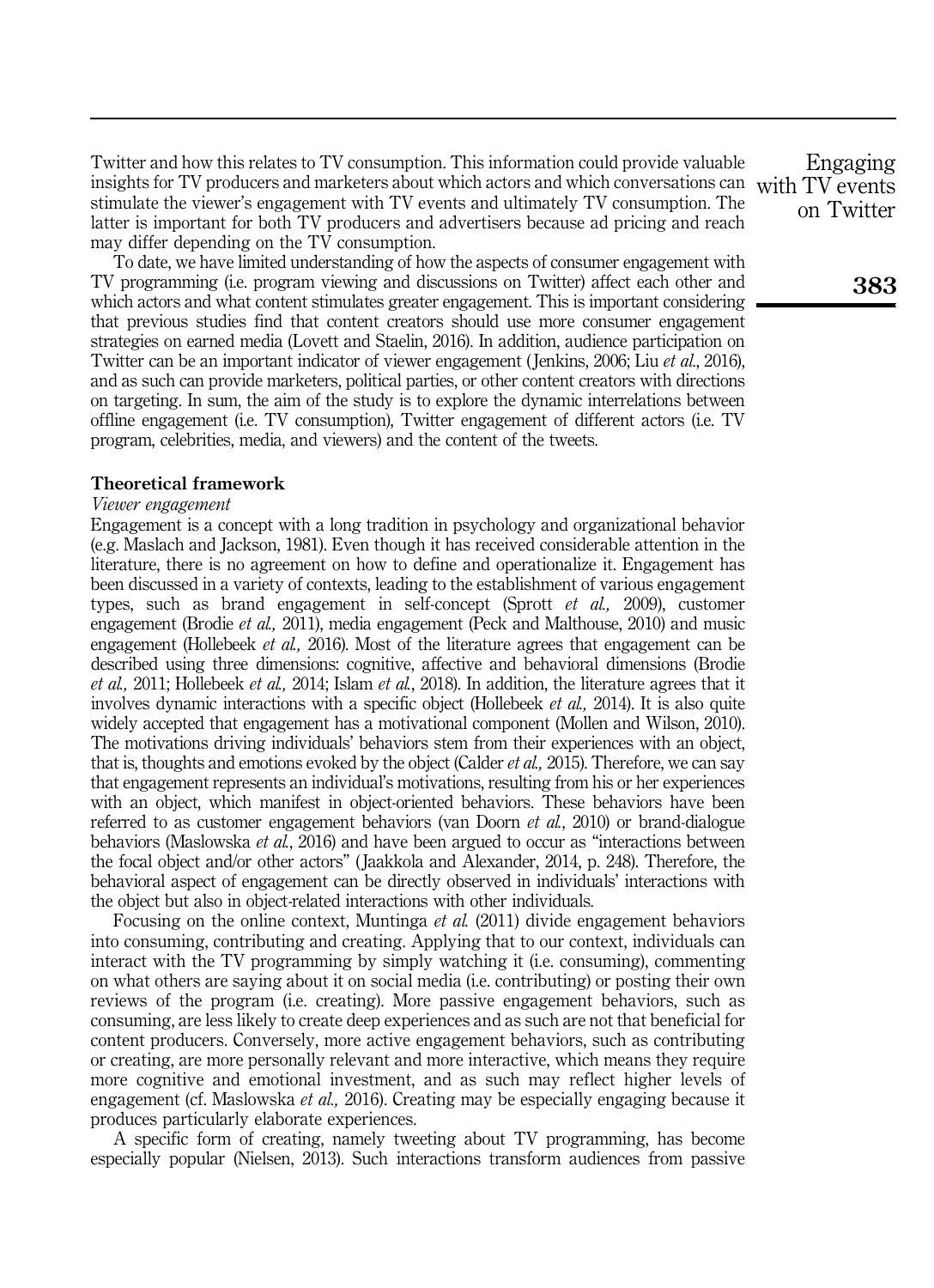Twitter and how this relates to TV consumption. This information could provide valuable insights for TV producers and marketers about which actors and which conversations can stimulate the viewer's engagement with TV events and ultimately TV consumption. The latter is important for both TV producers and advertisers because ad pricing and reach may differ depending on the TV consumption.

To date, we have limited understanding of how the aspects of consumer engagement with TV programming (i.e. program viewing and discussions on Twitter) affect each other and which actors and what content stimulates greater engagement. This is important considering that previous studies find that content creators should use more consumer engagement strategies on earned media (Lovett and Staelin, 2016). In addition, audience participation on Twitter can be an important indicator of viewer engagement (Jenkins, 2006; Liu *et al.*, 2016), and as such can provide marketers, political parties, or other content creators with directions on targeting. In sum, the aim of the study is to explore the dynamic interrelations between offline engagement (i.e. TV consumption), Twitter engagement of different actors (i.e. TV program, celebrities, media, and viewers) and the content of the tweets.

## Theoretical framework

### *Viewer engagement*

Engagement is a concept with a long tradition in psychology and organizational behavior (e.g. Maslach and Jackson, 1981). Even though it has received considerable attention in the literature, there is no agreement on how to define and operationalize it. Engagement has been discussed in a variety of contexts, leading to the establishment of various engagement types, such as brand engagement in self-concept (Sprott *et al.,* 2009), customer engagement (Brodie *et al.,* 2011), media engagement (Peck and Malthouse, 2010) and music engagement (Hollebeek *et al.,* 2016). Most of the literature agrees that engagement can be described using three dimensions: cognitive, affective and behavioral dimensions (Brodie *et al.,* 2011; Hollebeek *et al.,* 2014; Islam *et al.*, 2018). In addition, the literature agrees that it involves dynamic interactions with a specific object (Hollebeek *et al.,* 2014). It is also quite widely accepted that engagement has a motivational component (Mollen and Wilson, 2010). The motivations driving individuals' behaviors stem from their experiences with an object, that is, thoughts and emotions evoked by the object (Calder *et al.,* 2015). Therefore, we can say that engagement represents an individual's motivations, resulting from his or her experiences with an object, which manifest in object-oriented behaviors. These behaviors have been referred to as customer engagement behaviors (van Doorn *et al.*, 2010) or brand-dialogue behaviors (Maslowska *et al.*, 2016) and have been argued to occur as "interactions between the focal object and/or other actors" (Jaakkola and Alexander, 2014, p. 248). Therefore, the behavioral aspect of engagement can be directly observed in individuals' interactions with the object but also in object-related interactions with other individuals.

Focusing on the online context, Muntinga *et al.* (2011) divide engagement behaviors into consuming, contributing and creating. Applying that to our context, individuals can interact with the TV programming by simply watching it (i.e. consuming), commenting on what others are saying about it on social media (i.e. contributing) or posting their own reviews of the program (i.e. creating). More passive engagement behaviors, such as consuming, are less likely to create deep experiences and as such are not that beneficial for content producers. Conversely, more active engagement behaviors, such as contributing or creating, are more personally relevant and more interactive, which means they require more cognitive and emotional investment, and as such may reflect higher levels of engagement (cf. Maslowska *et al.,* 2016). Creating may be especially engaging because it produces particularly elaborate experiences.

A specific form of creating, namely tweeting about TV programming, has become especially popular (Nielsen, 2013). Such interactions transform audiences from passive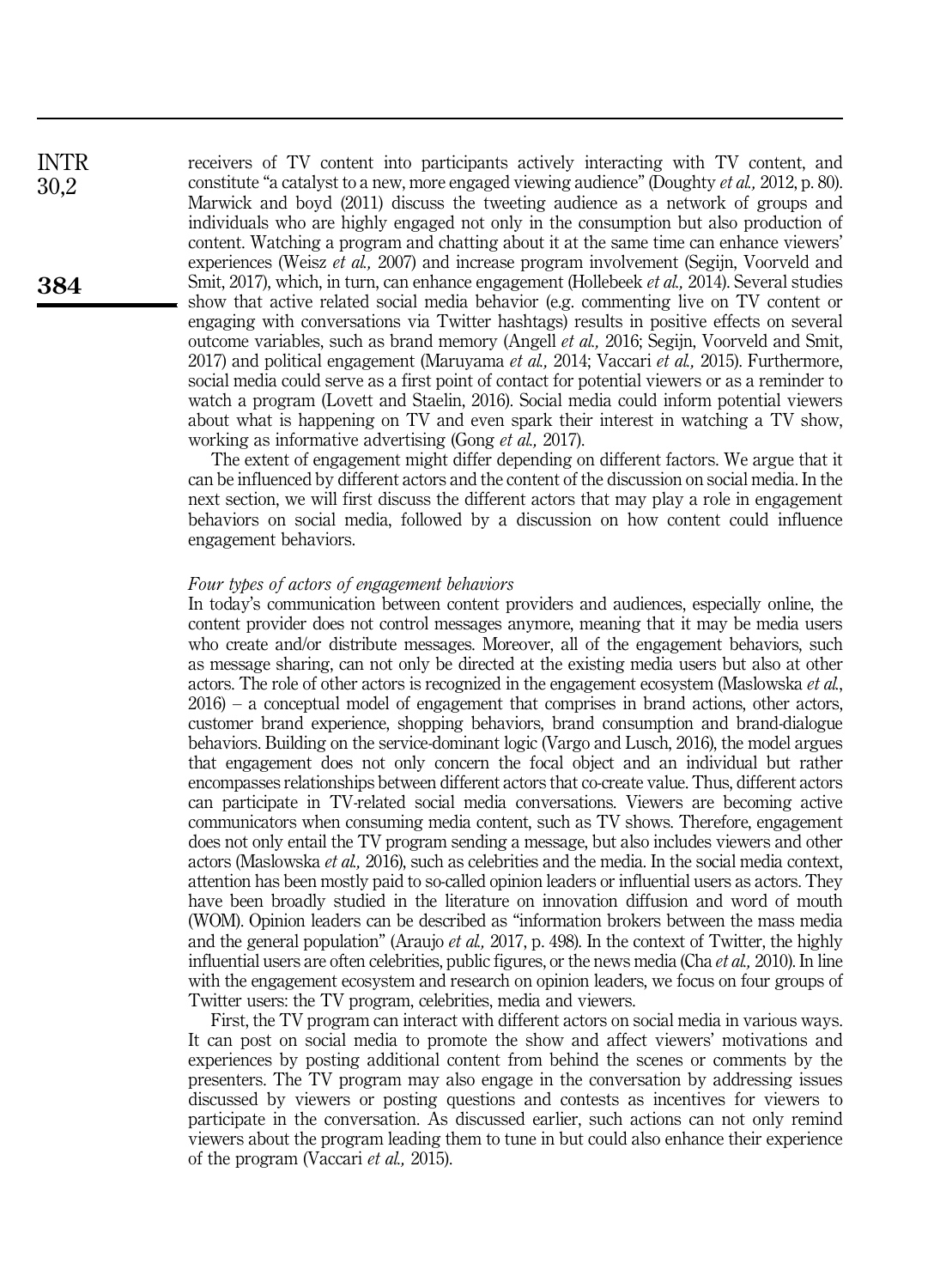receivers of TV content into participants actively interacting with TV content, and constitute "a catalyst to a new, more engaged viewing audience" (Doughty *et al.,* 2012, p. 80). Marwick and boyd (2011) discuss the tweeting audience as a network of groups and individuals who are highly engaged not only in the consumption but also production of content. Watching a program and chatting about it at the same time can enhance viewers' experiences (Weisz *et al.,* 2007) and increase program involvement (Segijn, Voorveld and Smit, 2017), which, in turn, can enhance engagement (Hollebeek *et al.,* 2014). Several studies show that active related social media behavior (e.g. commenting live on TV content or engaging with conversations via Twitter hashtags) results in positive effects on several outcome variables, such as brand memory (Angell *et al.,* 2016; Segijn, Voorveld and Smit, 2017) and political engagement (Maruyama *et al.,* 2014; Vaccari *et al.,* 2015). Furthermore, social media could serve as a first point of contact for potential viewers or as a reminder to watch a program (Lovett and Staelin, 2016). Social media could inform potential viewers about what is happening on TV and even spark their interest in watching a TV show, working as informative advertising (Gong *et al.,* 2017).

The extent of engagement might differ depending on different factors. We argue that it can be influenced by different actors and the content of the discussion on social media. In the next section, we will first discuss the different actors that may play a role in engagement behaviors on social media, followed by a discussion on how content could influence engagement behaviors.

### *Four types of actors of engagement behaviors*

In today's communication between content providers and audiences, especially online, the content provider does not control messages anymore, meaning that it may be media users who create and/or distribute messages. Moreover, all of the engagement behaviors, such as message sharing, can not only be directed at the existing media users but also at other actors. The role of other actors is recognized in the engagement ecosystem (Maslowska *et al.*, 2016) – a conceptual model of engagement that comprises in brand actions, other actors, customer brand experience, shopping behaviors, brand consumption and brand-dialogue behaviors. Building on the service-dominant logic (Vargo and Lusch, 2016), the model argues that engagement does not only concern the focal object and an individual but rather encompasses relationships between different actors that co-create value. Thus, different actors can participate in TV-related social media conversations. Viewers are becoming active communicators when consuming media content, such as TV shows. Therefore, engagement does not only entail the TV program sending a message, but also includes viewers and other actors (Maslowska *et al.,* 2016), such as celebrities and the media. In the social media context, attention has been mostly paid to so-called opinion leaders or influential users as actors. They have been broadly studied in the literature on innovation diffusion and word of mouth (WOM). Opinion leaders can be described as "information brokers between the mass media and the general population" (Araujo *et al.,* 2017, p. 498). In the context of Twitter, the highly influential users are often celebrities, public figures, or the news media (Cha *et al.,* 2010). In line with the engagement ecosystem and research on opinion leaders, we focus on four groups of Twitter users: the TV program, celebrities, media and viewers.

First, the TV program can interact with different actors on social media in various ways. It can post on social media to promote the show and affect viewers' motivations and experiences by posting additional content from behind the scenes or comments by the presenters. The TV program may also engage in the conversation by addressing issues discussed by viewers or posting questions and contests as incentives for viewers to participate in the conversation. As discussed earlier, such actions can not only remind viewers about the program leading them to tune in but could also enhance their experience of the program (Vaccari *et al.,* 2015).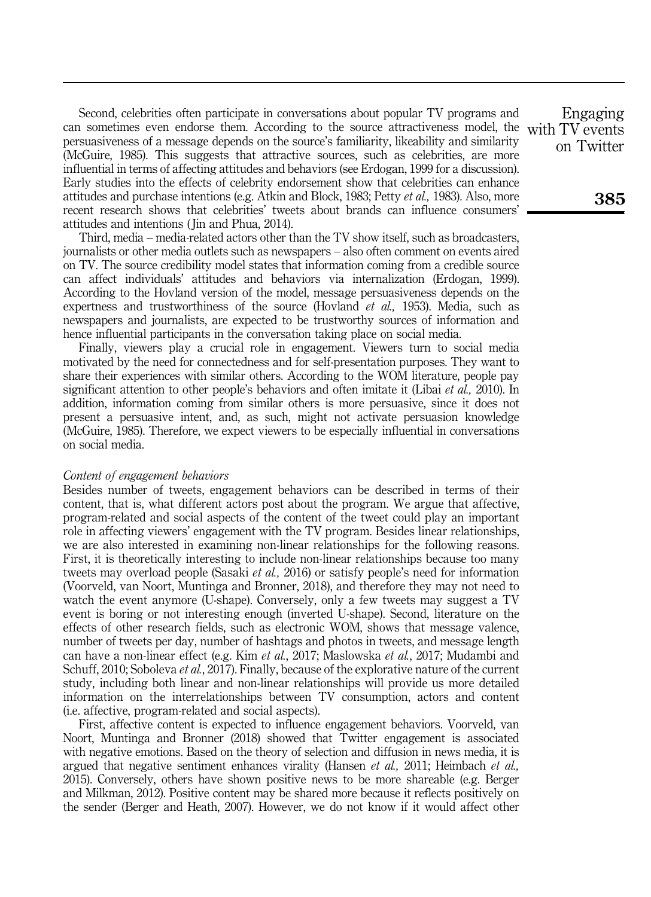Second, celebrities often participate in conversations about popular TV programs and can sometimes even endorse them. According to the source attractiveness model, the persuasiveness of a message depends on the source's familiarity, likeability and similarity (McGuire, 1985). This suggests that attractive sources, such as celebrities, are more influential in terms of affecting attitudes and behaviors (see Erdogan, 1999 for a discussion). Early studies into the effects of celebrity endorsement show that celebrities can enhance attitudes and purchase intentions (e.g. Atkin and Block, 1983; Petty *et al.,* 1983). Also, more recent research shows that celebrities' tweets about brands can influence consumers' attitudes and intentions (Jin and Phua, 2014).

Third, media – media-related actors other than the TV show itself, such as broadcasters, journalists or other media outlets such as newspapers – also often comment on events aired on TV. The source credibility model states that information coming from a credible source can affect individuals' attitudes and behaviors via internalization (Erdogan, 1999). According to the Hovland version of the model, message persuasiveness depends on the expertness and trustworthiness of the source (Hovland *et al.,* 1953). Media, such as newspapers and journalists, are expected to be trustworthy sources of information and hence influential participants in the conversation taking place on social media.

Finally, viewers play a crucial role in engagement. Viewers turn to social media motivated by the need for connectedness and for self-presentation purposes. They want to share their experiences with similar others. According to the WOM literature, people pay significant attention to other people's behaviors and often imitate it (Libai *et al.,* 2010). In addition, information coming from similar others is more persuasive, since it does not present a persuasive intent, and, as such, might not activate persuasion knowledge (McGuire, 1985). Therefore, we expect viewers to be especially influential in conversations on social media.

### *Content of engagement behaviors*

Besides number of tweets, engagement behaviors can be described in terms of their content, that is, what different actors post about the program. We argue that affective, program-related and social aspects of the content of the tweet could play an important role in affecting viewers' engagement with the TV program. Besides linear relationships, we are also interested in examining non-linear relationships for the following reasons. First, it is theoretically interesting to include non-linear relationships because too many tweets may overload people (Sasaki *et al.,* 2016) or satisfy people's need for information (Voorveld, van Noort, Muntinga and Bronner, 2018), and therefore they may not need to watch the event anymore (U-shape). Conversely, only a few tweets may suggest a TV event is boring or not interesting enough (inverted U-shape). Second, literature on the effects of other research fields, such as electronic WOM, shows that message valence, number of tweets per day, number of hashtags and photos in tweets, and message length can have a non-linear effect (e.g. Kim *et al.*, 2017; Maslowska *et al.*, 2017; Mudambi and Schuff, 2010; Soboleva *et al.*, 2017). Finally, because of the explorative nature of the current study, including both linear and non-linear relationships will provide us more detailed information on the interrelationships between TV consumption, actors and content (i.e. affective, program-related and social aspects).

First, affective content is expected to influence engagement behaviors. Voorveld, van Noort, Muntinga and Bronner (2018) showed that Twitter engagement is associated with negative emotions. Based on the theory of selection and diffusion in news media, it is argued that negative sentiment enhances virality (Hansen *et al.,* 2011; Heimbach *et al.,* 2015). Conversely, others have shown positive news to be more shareable (e.g. Berger and Milkman, 2012). Positive content may be shared more because it reflects positively on the sender (Berger and Heath, 2007). However, we do not know if it would affect other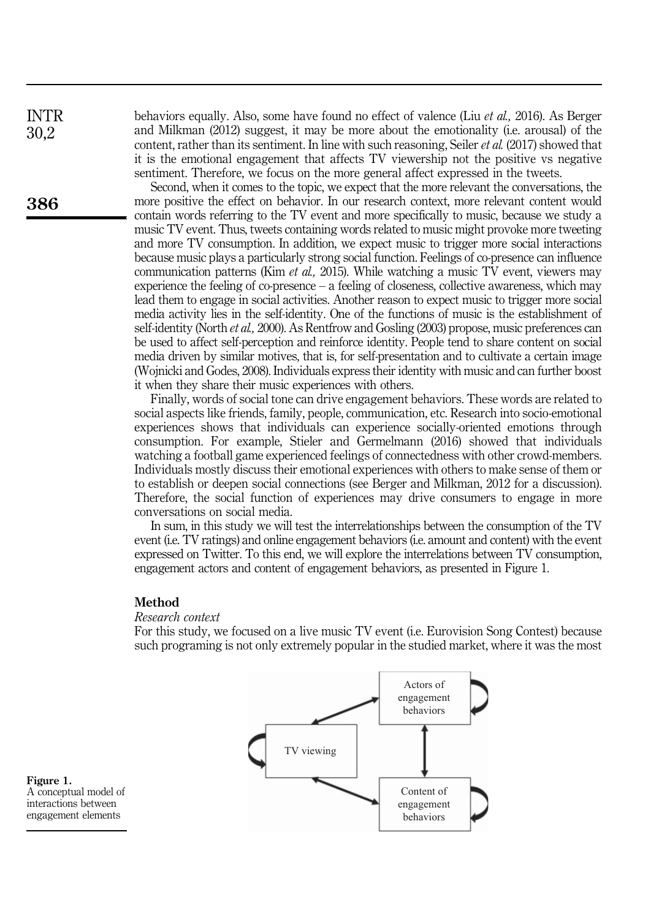behaviors equally. Also, some have found no effect of valence (Liu *et al.,* 2016). As Berger and Milkman (2012) suggest, it may be more about the emotionality (i.e. arousal) of the content, rather than its sentiment. In line with such reasoning, Seiler *et al.* (2017) showed that it is the emotional engagement that affects TV viewership not the positive vs negative sentiment. Therefore, we focus on the more general affect expressed in the tweets.

Second, when it comes to the topic, we expect that the more relevant the conversations, the more positive the effect on behavior. In our research context, more relevant content would contain words referring to the TV event and more specifically to music, because we study a music TV event. Thus, tweets containing words related to music might provoke more tweeting and more TV consumption. In addition, we expect music to trigger more social interactions because music plays a particularly strong social function. Feelings of co-presence can influence communication patterns (Kim *et al.,* 2015). While watching a music TV event, viewers may experience the feeling of co-presence – a feeling of closeness, collective awareness, which may lead them to engage in social activities. Another reason to expect music to trigger more social media activity lies in the self-identity. One of the functions of music is the establishment of self-identity (North *et al.,* 2000). As Rentfrow and Gosling (2003) propose, music preferences can be used to affect self-perception and reinforce identity. People tend to share content on social media driven by similar motives, that is, for self-presentation and to cultivate a certain image (Wojnicki and Godes, 2008). Individuals express their identity with music and can further boost it when they share their music experiences with others.

Finally, words of social tone can drive engagement behaviors. These words are related to social aspects like friends, family, people, communication, etc. Research into socio-emotional experiences shows that individuals can experience socially-oriented emotions through consumption. For example, Stieler and Germelmann (2016) showed that individuals watching a football game experienced feelings of connectedness with other crowd-members. Individuals mostly discuss their emotional experiences with others to make sense of them or to establish or deepen social connections (see Berger and Milkman, 2012 for a discussion). Therefore, the social function of experiences may drive consumers to engage in more conversations on social media.

In sum, in this study we will test the interrelationships between the consumption of the TV event (i.e. TV ratings) and online engagement behaviors (i.e. amount and content) with the event expressed on Twitter. To this end, we will explore the interrelations between TV consumption, engagement actors and content of engagement behaviors, as presented in Figure 1.

## Method

### *Research context*

For this study, we focused on a live music TV event (i.e. Eurovision Song Contest) because such programing is not only extremely popular in the studied market, where it was the most

**Figure 1.**
A conceptual model of interactions between engagement elements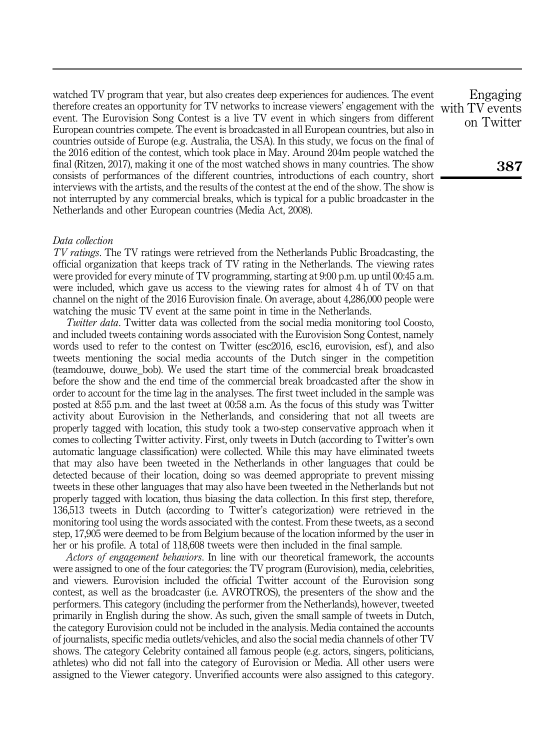watched TV program that year, but also creates deep experiences for audiences. The event therefore creates an opportunity for TV networks to increase viewers' engagement with the event. The Eurovision Song Contest is a live TV event in which singers from different European countries compete. The event is broadcasted in all European countries, but also in countries outside of Europe (e.g. Australia, the USA). In this study, we focus on the final of the 2016 edition of the contest, which took place in May. Around 204m people watched the final (Ritzen, 2017), making it one of the most watched shows in many countries. The show consists of performances of the different countries, introductions of each country, short interviews with the artists, and the results of the contest at the end of the show. The show is not interrupted by any commercial breaks, which is typical for a public broadcaster in the Netherlands and other European countries (Media Act, 2008).

### Data collection

*TV ratings*. The TV ratings were retrieved from the Netherlands Public Broadcasting, the official organization that keeps track of TV rating in the Netherlands. The viewing rates were provided for every minute of TV programming, starting at 9:00 p.m. up until 00:45 a.m. were included, which gave us access to the viewing rates for almost 4 h of TV on that channel on the night of the 2016 Eurovision finale. On average, about 4,286,000 people were watching the music TV event at the same point in time in the Netherlands.

*Twitter data*. Twitter data was collected from the social media monitoring tool Coosto, and included tweets containing words associated with the Eurovision Song Contest, namely words used to refer to the contest on Twitter (esc2016, esc16, eurovision, esf), and also tweets mentioning the social media accounts of the Dutch singer in the competition (teamdouwe, douwe_bob). We used the start time of the commercial break broadcasted before the show and the end time of the commercial break broadcasted after the show in order to account for the time lag in the analyses. The first tweet included in the sample was posted at 8:55 p.m. and the last tweet at 00:58 a.m. As the focus of this study was Twitter activity about Eurovision in the Netherlands, and considering that not all tweets are properly tagged with location, this study took a two-step conservative approach when it comes to collecting Twitter activity. First, only tweets in Dutch (according to Twitter's own automatic language classification) were collected. While this may have eliminated tweets that may also have been tweeted in the Netherlands in other languages that could be detected because of their location, doing so was deemed appropriate to prevent missing tweets in these other languages that may also have been tweeted in the Netherlands but not properly tagged with location, thus biasing the data collection. In this first step, therefore, 136,513 tweets in Dutch (according to Twitter's categorization) were retrieved in the monitoring tool using the words associated with the contest. From these tweets, as a second step, 17,905 were deemed to be from Belgium because of the location informed by the user in her or his profile. A total of 118,608 tweets were then included in the final sample.

*Actors of engagement behaviors*. In line with our theoretical framework, the accounts were assigned to one of the four categories: the TV program (Eurovision), media, celebrities, and viewers. Eurovision included the official Twitter account of the Eurovision song contest, as well as the broadcaster (i.e. AVROTROS), the presenters of the show and the performers. This category (including the performer from the Netherlands), however, tweeted primarily in English during the show. As such, given the small sample of tweets in Dutch, the category Eurovision could not be included in the analysis. Media contained the accounts of journalists, specific media outlets/vehicles, and also the social media channels of other TV shows. The category Celebrity contained all famous people (e.g. actors, singers, politicians, athletes) who did not fall into the category of Eurovision or Media. All other users were assigned to the Viewer category. Unverified accounts were also assigned to this category.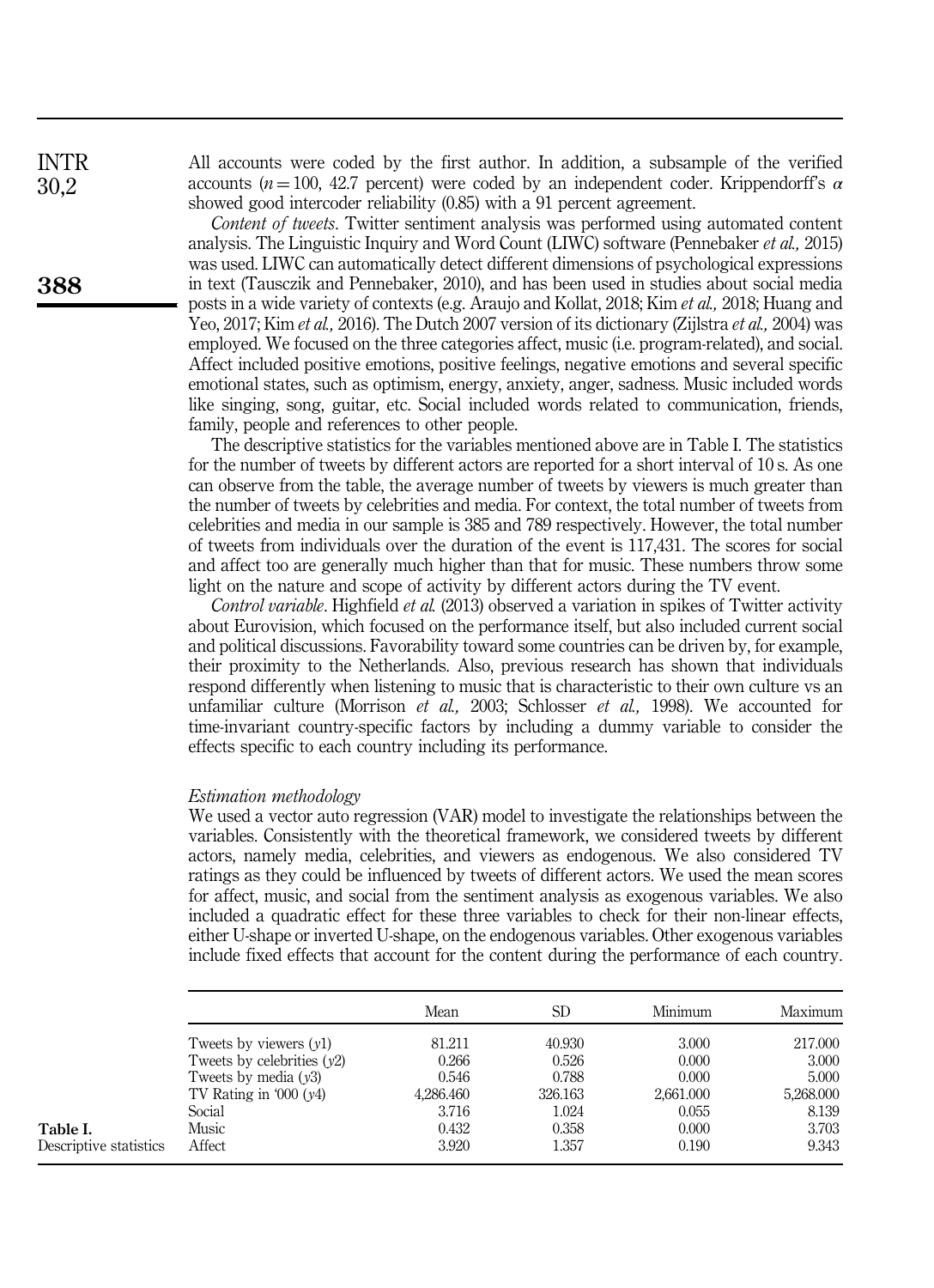All accounts were coded by the first author. In addition, a subsample of the verified accounts ($n = 100$, 42.7 percent) were coded by an independent coder. Krippendorff's $\alpha$ showed good intercoder reliability (0.85) with a 91 percent agreement.

*Content of tweets*. Twitter sentiment analysis was performed using automated content analysis. The Linguistic Inquiry and Word Count (LIWC) software (Pennebaker *et al.,* 2015) was used. LIWC can automatically detect different dimensions of psychological expressions in text (Tausczik and Pennebaker, 2010), and has been used in studies about social media posts in a wide variety of contexts (e.g. Araujo and Kollat, 2018; Kim *et al.,* 2018; Huang and Yeo, 2017; Kim *et al.,* 2016). The Dutch 2007 version of its dictionary (Zijlstra *et al.,* 2004) was employed. We focused on the three categories affect, music (i.e. program-related), and social. Affect included positive emotions, positive feelings, negative emotions and several specific emotional states, such as optimism, energy, anxiety, anger, sadness. Music included words like singing, song, guitar, etc. Social included words related to communication, friends, family, people and references to other people.

The descriptive statistics for the variables mentioned above are in Table I. The statistics for the number of tweets by different actors are reported for a short interval of 10 s. As one can observe from the table, the average number of tweets by viewers is much greater than the number of tweets by celebrities and media. For context, the total number of tweets from celebrities and media in our sample is 385 and 789 respectively. However, the total number of tweets from individuals over the duration of the event is 117,431. The scores for social and affect too are generally much higher than that for music. These numbers throw some light on the nature and scope of activity by different actors during the TV event.

*Control variable*. Highfield *et al.* (2013) observed a variation in spikes of Twitter activity about Eurovision, which focused on the performance itself, but also included current social and political discussions. Favorability toward some countries can be driven by, for example, their proximity to the Netherlands. Also, previous research has shown that individuals respond differently when listening to music that is characteristic to their own culture vs an unfamiliar culture (Morrison *et al.,* 2003; Schlosser *et al.,* 1998). We accounted for time-invariant country-specific factors by including a dummy variable to consider the effects specific to each country including its performance.

### *Estimation methodology*

We used a vector auto regression (VAR) model to investigate the relationships between the variables. Consistently with the theoretical framework, we considered tweets by different actors, namely media, celebrities, and viewers as endogenous. We also considered TV ratings as they could be influenced by tweets of different actors. We used the mean scores for affect, music, and social from the sentiment analysis as exogenous variables. We also included a quadratic effect for these three variables to check for their non-linear effects, either U-shape or inverted U-shape, on the endogenous variables. Other exogenous variables include fixed effects that account for the content during the performance of each country.

**Table I.** Descriptive statistics

| | Mean | SD | Minimum | Maximum |
|---|---|---|---|---|
| Tweets by viewers ($y1$) | 81.211 | 40.930 | 3.000 | 217.000 |
| Tweets by celebrities ($y2$) | 0.266 | 0.526 | 0.000 | 3.000 |
| Tweets by media ($y3$) | 0.546 | 0.788 | 0.000 | 5.000 |
| TV Rating in '000 ($y4$) | 4,286.460 | 326.163 | 2,661.000 | 5,268.000 |
| Social | 3.716 | 1.024 | 0.055 | 8.139 |
| Music | 0.432 | 0.358 | 0.000 | 3.703 |
| Affect | 3.920 | 1.357 | 0.190 | 9.343 |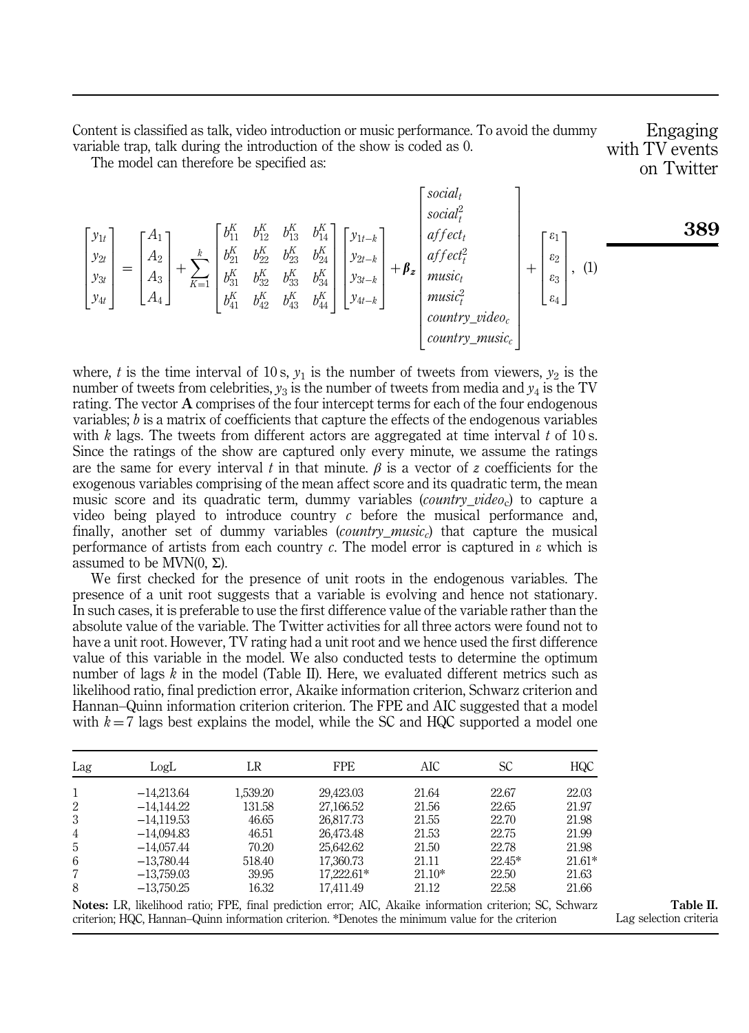Content is classified as talk, video introduction or music performance. To avoid the dummy variable trap, talk during the introduction of the show is coded as 0.

The model can therefore be specified as:

$$\begin{bmatrix} y_{1t} \\ y_{2t} \\ y_{3t} \\ y_{4t} \end{bmatrix} = \begin{bmatrix} A_1 \\ A_2 \\ A_3 \\ A_4 \end{bmatrix} + \sum_{K=1}^{k} \begin{bmatrix} b_{11}^K & b_{12}^K & b_{13}^K & b_{14}^K \\ b_{21}^K & b_{22}^K & b_{23}^K & b_{24}^K \\ b_{31}^K & b_{32}^K & b_{33}^K & b_{34}^K \\ b_{41}^K & b_{42}^K & b_{43}^K & b_{44}^K \end{bmatrix} \begin{bmatrix} y_{1t-k} \\ y_{2t-k} \\ y_{3t-k} \\ y_{4t-k} \end{bmatrix} + \boldsymbol{\beta_z} \begin{bmatrix} social_t \\ social_t^2 \\ affect_t \\ affect_t^2 \\ music_t \\ music_t^2 \\ country\_video_c \\ country\_music_c \end{bmatrix} + \begin{bmatrix} \varepsilon_1 \\ \varepsilon_2 \\ \varepsilon_3 \\ \varepsilon_4 \end{bmatrix}, \quad (1)$$

where, $t$ is the time interval of 10 s, $y_1$ is the number of tweets from viewers, $y_2$ is the number of tweets from celebrities, $y_3$ is the number of tweets from media and $y_4$ is the TV rating. The vector **A** comprises of the four intercept terms for each of the four endogenous variables; $b$ is a matrix of coefficients that capture the effects of the endogenous variables with $k$ lags. The tweets from different actors are aggregated at time interval $t$ of 10 s. Since the ratings of the show are captured only every minute, we assume the ratings are the same for every interval $t$ in that minute. $\beta$ is a vector of $z$ coefficients for the exogenous variables comprising of the mean affect score and its quadratic term, the mean music score and its quadratic term, dummy variables ($country\_video_c$) to capture a video being played to introduce country $c$ before the musical performance and, finally, another set of dummy variables ($country\_music_c$) that capture the musical performance of artists from each country $c$. The model error is captured in $\varepsilon$ which is assumed to be MVN(0, Σ).

We first checked for the presence of unit roots in the endogenous variables. The presence of a unit root suggests that a variable is evolving and hence not stationary. In such cases, it is preferable to use the first difference value of the variable rather than the absolute value of the variable. The Twitter activities for all three actors were found not to have a unit root. However, TV rating had a unit root and we hence used the first difference value of this variable in the model. We also conducted tests to determine the optimum number of lags $k$ in the model (Table II). Here, we evaluated different metrics such as likelihood ratio, final prediction error, Akaike information criterion, Schwarz criterion and Hannan–Quinn information criterion criterion. The FPE and AIC suggested that a model with $k = 7$ lags best explains the model, while the SC and HQC supported a model one

| Lag | LogL | LR | FPE | AIC | SC | HQC |
|---|---|---|---|---|---|---|
| 1 | −14,213.64 | 1,539.20 | 29,423.03 | 21.64 | 22.67 | 22.03 |
| 2 | −14,144.22 | 131.58 | 27,166.52 | 21.56 | 22.65 | 21.97 |
| 3 | −14,119.53 | 46.65 | 26,817.73 | 21.55 | 22.70 | 21.98 |
| 4 | −14,094.83 | 46.51 | 26,473.48 | 21.53 | 22.75 | 21.99 |
| 5 | −14,057.44 | 70.20 | 25,642.62 | 21.50 | 22.78 | 21.98 |
| 6 | −13,780.44 | 518.40 | 17,360.73 | 21.11 | 22.45* | 21.61* |
| 7 | −13,759.03 | 39.95 | 17,222.61* | 21.10* | 22.50 | 21.63 |
| 8 | −13,750.25 | 16.32 | 17,411.49 | 21.12 | 22.58 | 21.66 |

**Notes:** LR, likelihood ratio; FPE, final prediction error; AIC, Akaike information criterion; SC, Schwarz criterion; HQC, Hannan–Quinn information criterion. *Denotes the minimum value for the criterion

**Table II.** Lag selection criteria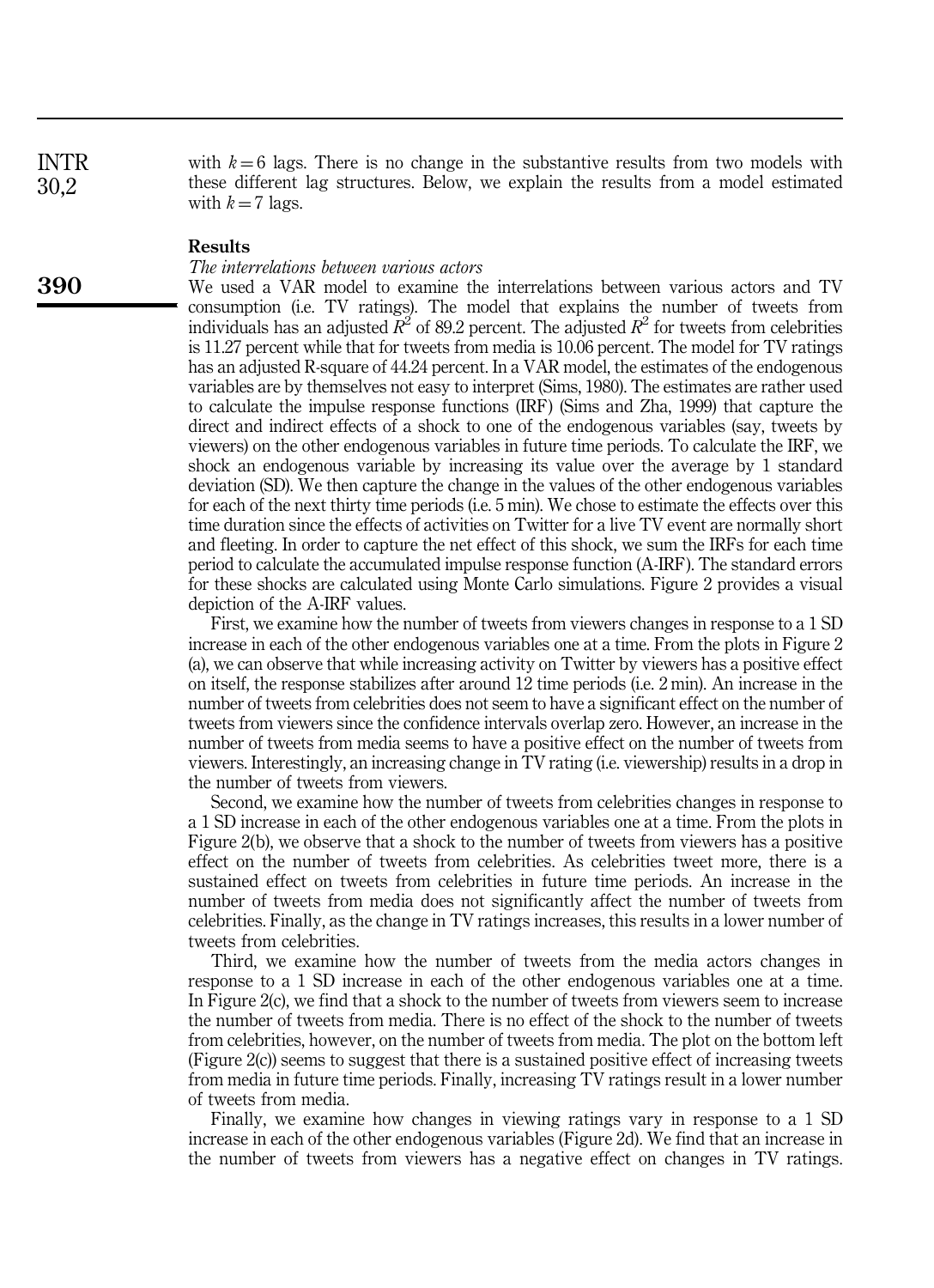with $k = 6$ lags. There is no change in the substantive results from two models with these different lag structures. Below, we explain the results from a model estimated with $k = 7$ lags.

## Results

### *The interrelations between various actors*

We used a VAR model to examine the interrelations between various actors and TV consumption (i.e. TV ratings). The model that explains the number of tweets from individuals has an adjusted $R^2$ of 89.2 percent. The adjusted $R^2$ for tweets from celebrities is 11.27 percent while that for tweets from media is 10.06 percent. The model for TV ratings has an adjusted R-square of 44.24 percent. In a VAR model, the estimates of the endogenous variables are by themselves not easy to interpret (Sims, 1980). The estimates are rather used to calculate the impulse response functions (IRF) (Sims and Zha, 1999) that capture the direct and indirect effects of a shock to one of the endogenous variables (say, tweets by viewers) on the other endogenous variables in future time periods. To calculate the IRF, we shock an endogenous variable by increasing its value over the average by 1 standard deviation (SD). We then capture the change in the values of the other endogenous variables for each of the next thirty time periods (i.e. 5 min). We chose to estimate the effects over this time duration since the effects of activities on Twitter for a live TV event are normally short and fleeting. In order to capture the net effect of this shock, we sum the IRFs for each time period to calculate the accumulated impulse response function (A-IRF). The standard errors for these shocks are calculated using Monte Carlo simulations. Figure 2 provides a visual depiction of the A-IRF values.

First, we examine how the number of tweets from viewers changes in response to a 1 SD increase in each of the other endogenous variables one at a time. From the plots in Figure 2 (a), we can observe that while increasing activity on Twitter by viewers has a positive effect on itself, the response stabilizes after around 12 time periods (i.e. 2 min). An increase in the number of tweets from celebrities does not seem to have a significant effect on the number of tweets from viewers since the confidence intervals overlap zero. However, an increase in the number of tweets from media seems to have a positive effect on the number of tweets from viewers. Interestingly, an increasing change in TV rating (i.e. viewership) results in a drop in the number of tweets from viewers.

Second, we examine how the number of tweets from celebrities changes in response to a 1 SD increase in each of the other endogenous variables one at a time. From the plots in Figure 2(b), we observe that a shock to the number of tweets from viewers has a positive effect on the number of tweets from celebrities. As celebrities tweet more, there is a sustained effect on tweets from celebrities in future time periods. An increase in the number of tweets from media does not significantly affect the number of tweets from celebrities. Finally, as the change in TV ratings increases, this results in a lower number of tweets from celebrities.

Third, we examine how the number of tweets from the media actors changes in response to a 1 SD increase in each of the other endogenous variables one at a time. In Figure 2(c), we find that a shock to the number of tweets from viewers seem to increase the number of tweets from media. There is no effect of the shock to the number of tweets from celebrities, however, on the number of tweets from media. The plot on the bottom left (Figure 2(c)) seems to suggest that there is a sustained positive effect of increasing tweets from media in future time periods. Finally, increasing TV ratings result in a lower number of tweets from media.

Finally, we examine how changes in viewing ratings vary in response to a 1 SD increase in each of the other endogenous variables (Figure 2d). We find that an increase in the number of tweets from viewers has a negative effect on changes in TV ratings.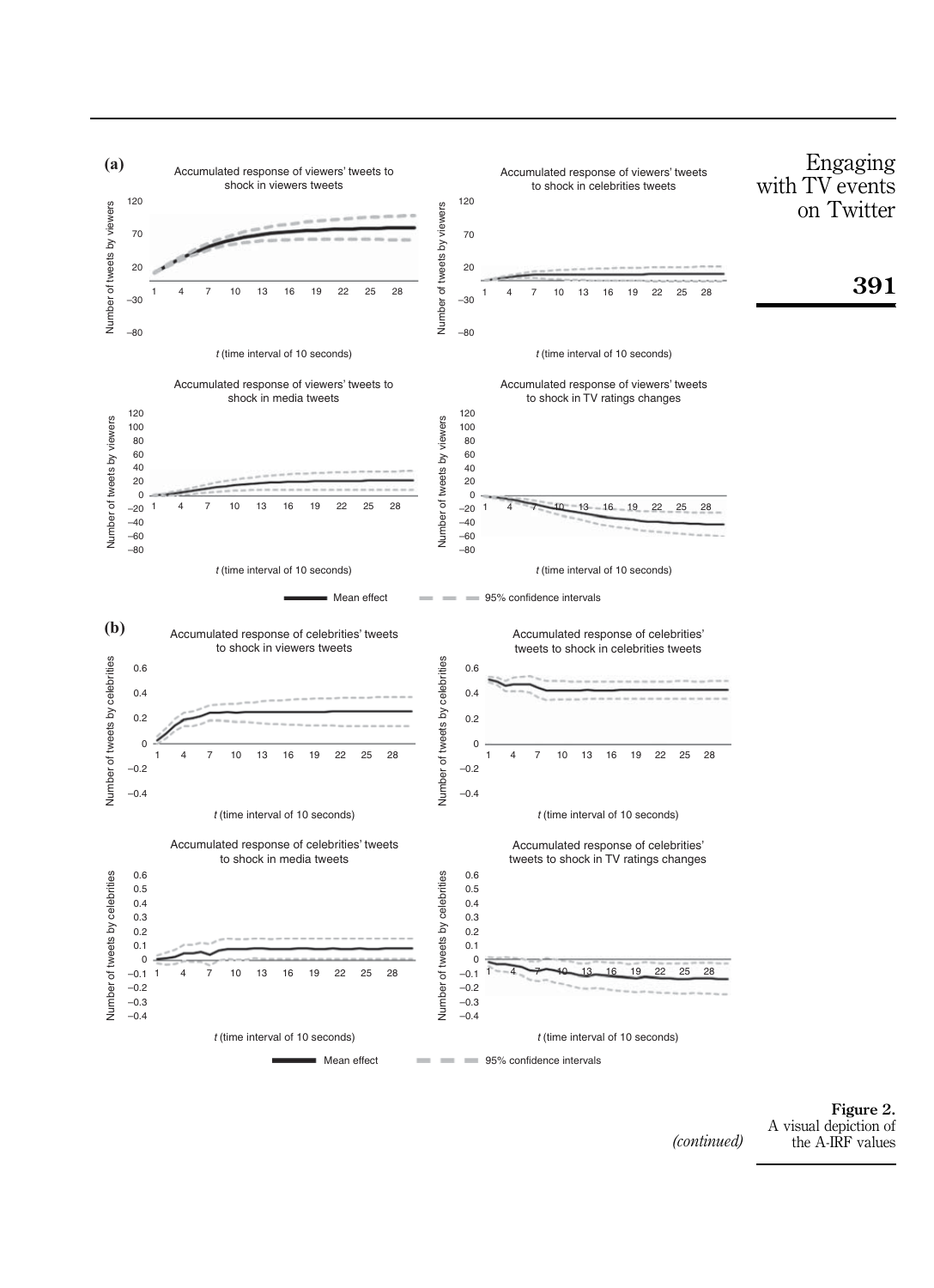**(a)**

Accumulated response of viewers' tweets to shock in viewers tweets

Accumulated response of viewers' tweets to shock in celebrities tweets

Accumulated response of viewers' tweets to shock in media tweets

Accumulated response of viewers' tweets to shock in TV ratings changes

Mean effect — 95% confidence intervals

**(b)**

Accumulated response of celebrities' tweets to shock in viewers tweets

Accumulated response of celebrities' tweets to shock in celebrities tweets

Accumulated response of celebrities' tweets to shock in media tweets

Accumulated response of celebrities' tweets to shock in TV ratings changes

Mean effect — 95% confidence intervals

*(continued)*

**Figure 2.** A visual depiction of the A-IRF values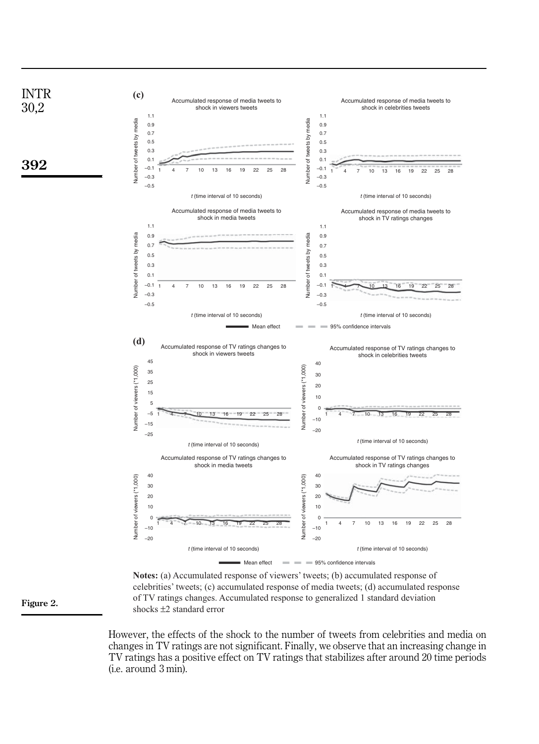**Figure 2.**

**Notes:** (a) Accumulated response of viewers' tweets; (b) accumulated response of celebrities' tweets; (c) accumulated response of media tweets; (d) accumulated response of TV ratings changes. Accumulated response to generalized 1 standard deviation shocks ±2 standard error

However, the effects of the shock to the number of tweets from celebrities and media on changes in TV ratings are not significant. Finally, we observe that an increasing change in TV ratings has a positive effect on TV ratings that stabilizes after around 20 time periods (i.e. around 3 min).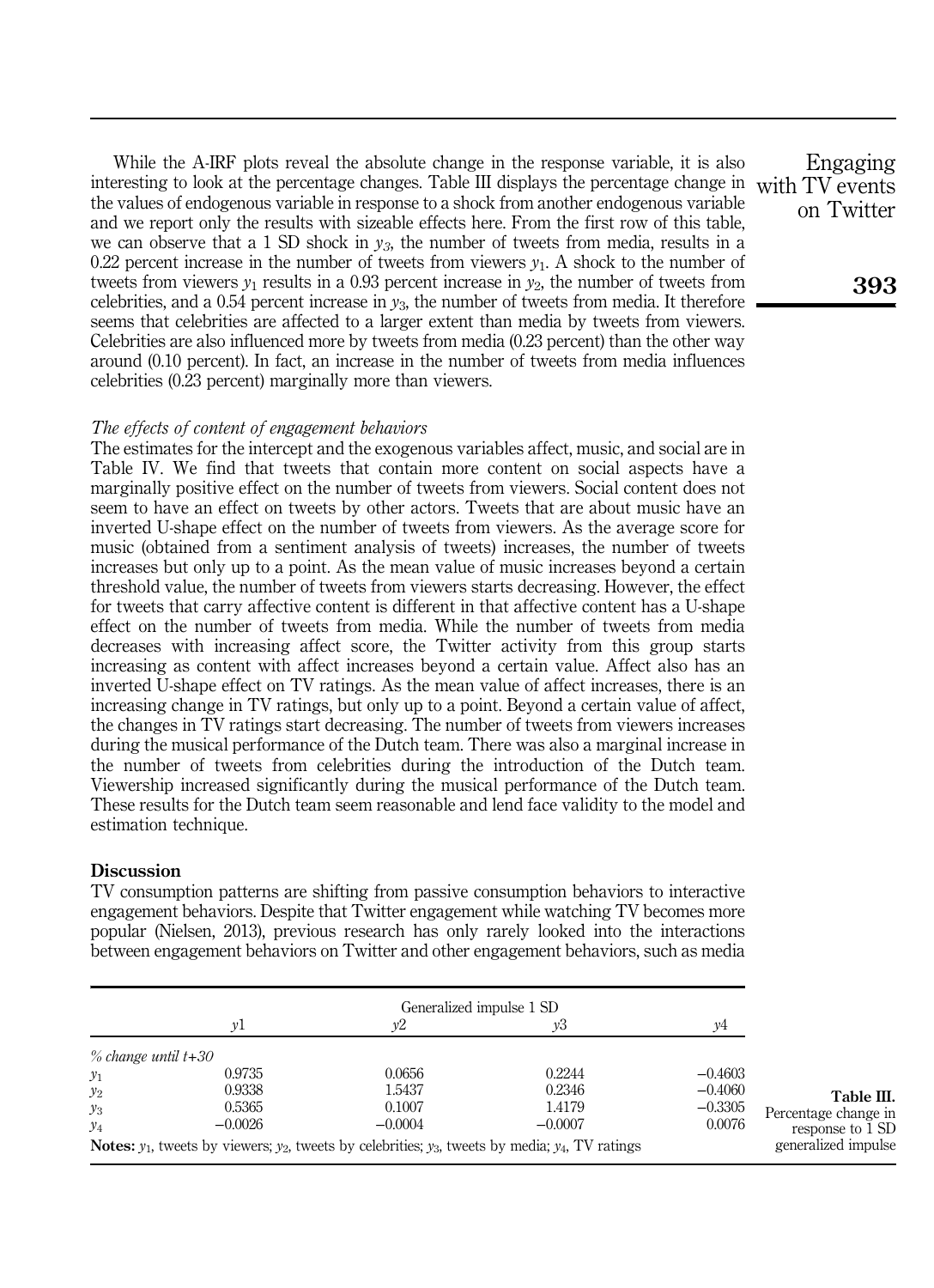While the A-IRF plots reveal the absolute change in the response variable, it is also interesting to look at the percentage changes. Table III displays the percentage change in the values of endogenous variable in response to a shock from another endogenous variable and we report only the results with sizeable effects here. From the first row of this table, we can observe that a 1 SD shock in $y_3$, the number of tweets from media, results in a 0.22 percent increase in the number of tweets from viewers $y_1$. A shock to the number of tweets from viewers $y_1$ results in a 0.93 percent increase in $y_2$, the number of tweets from celebrities, and a 0.54 percent increase in $y_3$, the number of tweets from media. It therefore seems that celebrities are affected to a larger extent than media by tweets from viewers. Celebrities are also influenced more by tweets from media (0.23 percent) than the other way around (0.10 percent). In fact, an increase in the number of tweets from media influences celebrities (0.23 percent) marginally more than viewers.

### *The effects of content of engagement behaviors*

The estimates for the intercept and the exogenous variables affect, music, and social are in Table IV. We find that tweets that contain more content on social aspects have a marginally positive effect on the number of tweets from viewers. Social content does not seem to have an effect on tweets by other actors. Tweets that are about music have an inverted U-shape effect on the number of tweets from viewers. As the average score for music (obtained from a sentiment analysis of tweets) increases, the number of tweets increases but only up to a point. As the mean value of music increases beyond a certain threshold value, the number of tweets from viewers starts decreasing. However, the effect for tweets that carry affective content is different in that affective content has a U-shape effect on the number of tweets from media. While the number of tweets from media decreases with increasing affect score, the Twitter activity from this group starts increasing as content with affect increases beyond a certain value. Affect also has an inverted U-shape effect on TV ratings. As the mean value of affect increases, there is an increasing change in TV ratings, but only up to a point. Beyond a certain value of affect, the changes in TV ratings start decreasing. The number of tweets from viewers increases during the musical performance of the Dutch team. There was also a marginal increase in the number of tweets from celebrities during the introduction of the Dutch team. Viewership increased significantly during the musical performance of the Dutch team. These results for the Dutch team seem reasonable and lend face validity to the model and estimation technique.

## Discussion

TV consumption patterns are shifting from passive consumption behaviors to interactive engagement behaviors. Despite that Twitter engagement while watching TV becomes more popular (Nielsen, 2013), previous research has only rarely looked into the interactions between engagement behaviors on Twitter and other engagement behaviors, such as media

| | Generalized impulse 1 SD | | | |
|---|---|---|---|---|
| | $y1$ | $y2$ | $y3$ | $y4$ |
| *% change until t+30* | | | | |
| $y_1$ | 0.9735 | 0.0656 | 0.2244 | −0.4603 |
| $y_2$ | 0.9338 | 1.5437 | 0.2346 | −0.4060 |
| $y_3$ | 0.5365 | 0.1007 | 1.4179 | −0.3305 |
| $y_4$ | −0.0026 | −0.0004 | −0.0007 | 0.0076 |

**Notes:** $y_1$, tweets by viewers; $y_2$, tweets by celebrities; $y_3$, tweets by media; $y_4$, TV ratings

**Table III.** Percentage change in response to 1 SD generalized impulse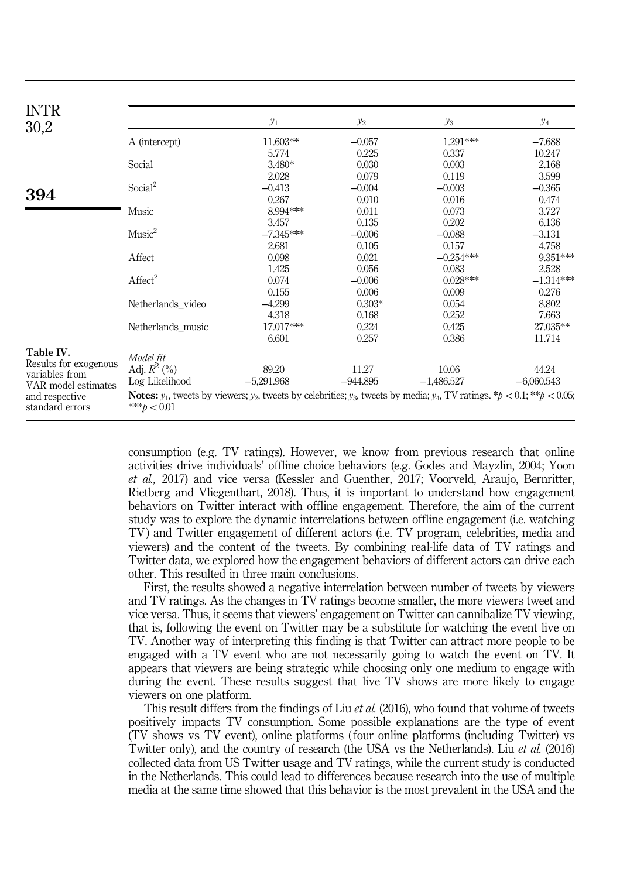**Table IV.** Results for exogenous variables from VAR model estimates and respective standard errors

| | $y_1$ | $y_2$ | $y_3$ | $y_4$ |
|---|---|---|---|---|
| A (intercept) | 11.603** | −0.057 | 1.291*** | −7.688 |
| | 5.774 | 0.225 | 0.337 | 10.247 |
| Social | 3.480* | 0.030 | 0.003 | 2.168 |
| | 2.028 | 0.079 | 0.119 | 3.599 |
| Social$^2$ | −0.413 | −0.004 | −0.003 | −0.365 |
| | 0.267 | 0.010 | 0.016 | 0.474 |
| Music | 8.994*** | 0.011 | 0.073 | 3.727 |
| | 3.457 | 0.135 | 0.202 | 6.136 |
| Music$^2$ | −7.345*** | −0.006 | −0.088 | −3.131 |
| | 2.681 | 0.105 | 0.157 | 4.758 |
| Affect | 0.098 | 0.021 | −0.254*** | 9.351*** |
| | 1.425 | 0.056 | 0.083 | 2.528 |
| Affect$^2$ | 0.074 | −0.006 | 0.028*** | −1.314*** |
| | 0.155 | 0.006 | 0.009 | 0.276 |
| Netherlands_video | −4.299 | 0.303* | 0.054 | 8.802 |
| | 4.318 | 0.168 | 0.252 | 7.663 |
| Netherlands_music | 17.017*** | 0.224 | 0.425 | 27.035** |
| | 6.601 | 0.257 | 0.386 | 11.714 |
| *Model fit* | | | | |
| Adj. $R^2$ (%) | 89.20 | 11.27 | 10.06 | 44.24 |
| Log Likelihood | −5,291.968 | −944.895 | −1,486.527 | −6,060.543 |

**Notes:** $y_1$, tweets by viewers; $y_2$, tweets by celebrities; $y_3$, tweets by media; $y_4$, TV ratings. *$p < 0.1$; **$p < 0.05$; ***$p < 0.01$

consumption (e.g. TV ratings). However, we know from previous research that online activities drive individuals' offline choice behaviors (e.g. Godes and Mayzlin, 2004; Yoon *et al.*, 2017) and vice versa (Kessler and Guenther, 2017; Voorveld, Araujo, Bernritter, Rietberg and Vliegenthart, 2018). Thus, it is important to understand how engagement behaviors on Twitter interact with offline engagement. Therefore, the aim of the current study was to explore the dynamic interrelations between offline engagement (i.e. watching TV) and Twitter engagement of different actors (i.e. TV program, celebrities, media and viewers) and the content of the tweets. By combining real-life data of TV ratings and Twitter data, we explored how the engagement behaviors of different actors can drive each other. This resulted in three main conclusions.

First, the results showed a negative interrelation between number of tweets by viewers and TV ratings. As the changes in TV ratings become smaller, the more viewers tweet and vice versa. Thus, it seems that viewers' engagement on Twitter can cannibalize TV viewing, that is, following the event on Twitter may be a substitute for watching the event live on TV. Another way of interpreting this finding is that Twitter can attract more people to be engaged with a TV event who are not necessarily going to watch the event on TV. It appears that viewers are being strategic while choosing only one medium to engage with during the event. These results suggest that live TV shows are more likely to engage viewers on one platform.

This result differs from the findings of Liu *et al.* (2016), who found that volume of tweets positively impacts TV consumption. Some possible explanations are the type of event (TV shows vs TV event), online platforms (four online platforms (including Twitter) vs Twitter only), and the country of research (the USA vs the Netherlands). Liu *et al.* (2016) collected data from US Twitter usage and TV ratings, while the current study is conducted in the Netherlands. This could lead to differences because research into the use of multiple media at the same time showed that this behavior is the most prevalent in the USA and the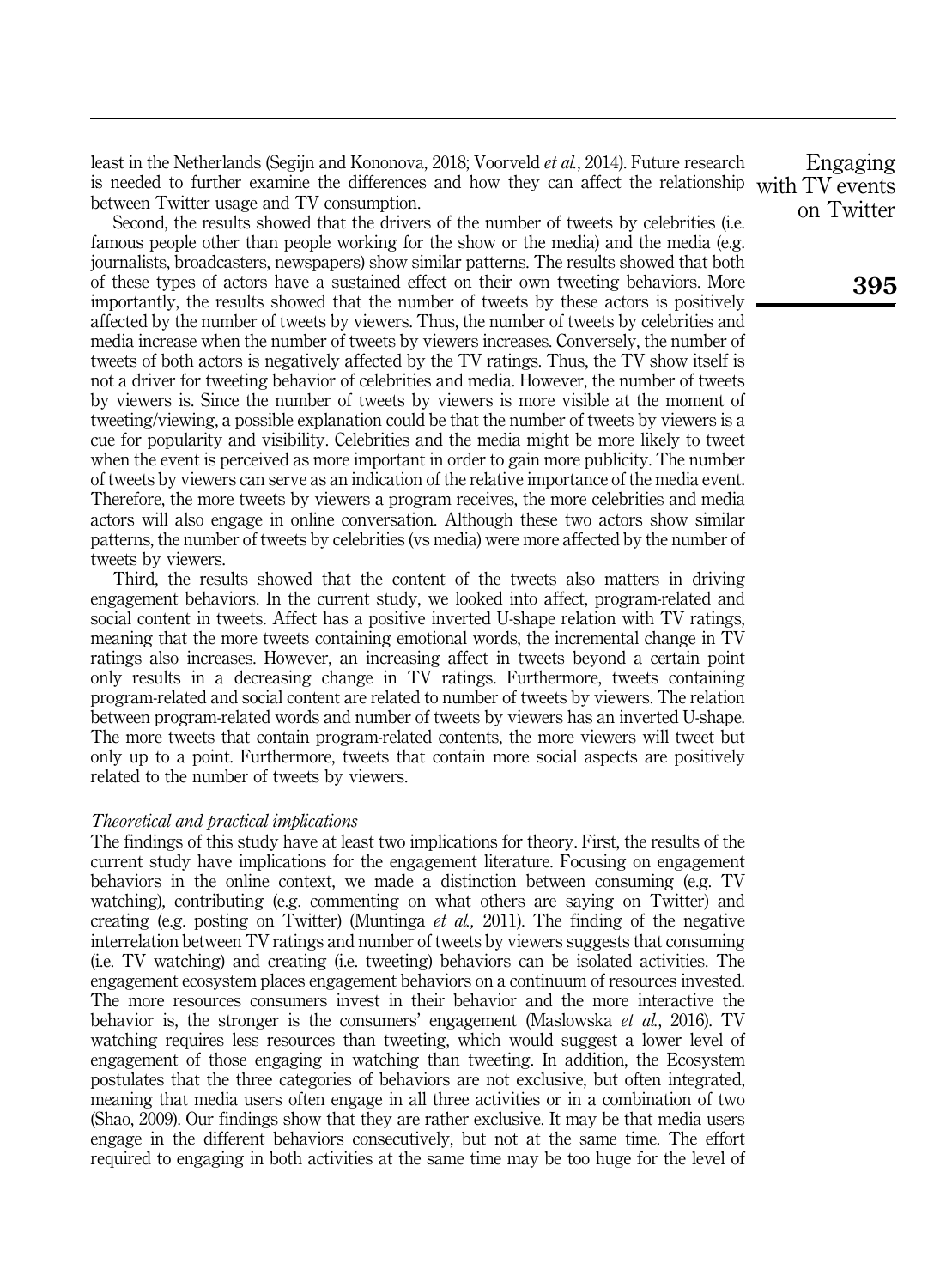least in the Netherlands (Segijn and Kononova, 2018; Voorveld *et al.*, 2014). Future research is needed to further examine the differences and how they can affect the relationship between Twitter usage and TV consumption.

Second, the results showed that the drivers of the number of tweets by celebrities (i.e. famous people other than people working for the show or the media) and the media (e.g. journalists, broadcasters, newspapers) show similar patterns. The results showed that both of these types of actors have a sustained effect on their own tweeting behaviors. More importantly, the results showed that the number of tweets by these actors is positively affected by the number of tweets by viewers. Thus, the number of tweets by celebrities and media increase when the number of tweets by viewers increases. Conversely, the number of tweets of both actors is negatively affected by the TV ratings. Thus, the TV show itself is not a driver for tweeting behavior of celebrities and media. However, the number of tweets by viewers is. Since the number of tweets by viewers is more visible at the moment of tweeting/viewing, a possible explanation could be that the number of tweets by viewers is a cue for popularity and visibility. Celebrities and the media might be more likely to tweet when the event is perceived as more important in order to gain more publicity. The number of tweets by viewers can serve as an indication of the relative importance of the media event. Therefore, the more tweets by viewers a program receives, the more celebrities and media actors will also engage in online conversation. Although these two actors show similar patterns, the number of tweets by celebrities (vs media) were more affected by the number of tweets by viewers.

Third, the results showed that the content of the tweets also matters in driving engagement behaviors. In the current study, we looked into affect, program-related and social content in tweets. Affect has a positive inverted U-shape relation with TV ratings, meaning that the more tweets containing emotional words, the incremental change in TV ratings also increases. However, an increasing affect in tweets beyond a certain point only results in a decreasing change in TV ratings. Furthermore, tweets containing program-related and social content are related to number of tweets by viewers. The relation between program-related words and number of tweets by viewers has an inverted U-shape. The more tweets that contain program-related contents, the more viewers will tweet but only up to a point. Furthermore, tweets that contain more social aspects are positively related to the number of tweets by viewers.

*Theoretical and practical implications*

The findings of this study have at least two implications for theory. First, the results of the current study have implications for the engagement literature. Focusing on engagement behaviors in the online context, we made a distinction between consuming (e.g. TV watching), contributing (e.g. commenting on what others are saying on Twitter) and creating (e.g. posting on Twitter) (Muntinga *et al.,* 2011). The finding of the negative interrelation between TV ratings and number of tweets by viewers suggests that consuming (i.e. TV watching) and creating (i.e. tweeting) behaviors can be isolated activities. The engagement ecosystem places engagement behaviors on a continuum of resources invested. The more resources consumers invest in their behavior and the more interactive the behavior is, the stronger is the consumers' engagement (Maslowska *et al.*, 2016). TV watching requires less resources than tweeting, which would suggest a lower level of engagement of those engaging in watching than tweeting. In addition, the Ecosystem postulates that the three categories of behaviors are not exclusive, but often integrated, meaning that media users often engage in all three activities or in a combination of two (Shao, 2009). Our findings show that they are rather exclusive. It may be that media users engage in the different behaviors consecutively, but not at the same time. The effort required to engaging in both activities at the same time may be too huge for the level of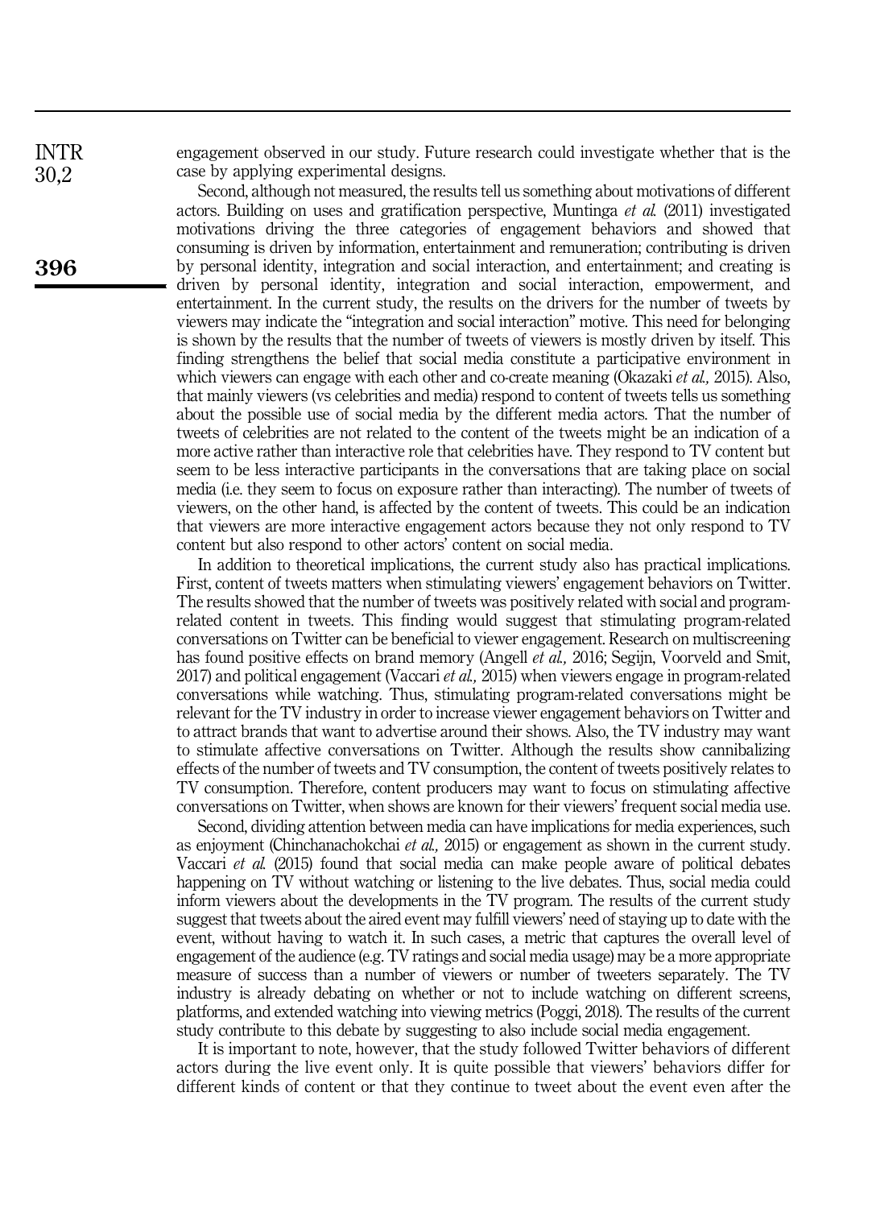engagement observed in our study. Future research could investigate whether that is the case by applying experimental designs.

Second, although not measured, the results tell us something about motivations of different actors. Building on uses and gratification perspective, Muntinga *et al.* (2011) investigated motivations driving the three categories of engagement behaviors and showed that consuming is driven by information, entertainment and remuneration; contributing is driven by personal identity, integration and social interaction, and entertainment; and creating is driven by personal identity, integration and social interaction, empowerment, and entertainment. In the current study, the results on the drivers for the number of tweets by viewers may indicate the "integration and social interaction" motive. This need for belonging is shown by the results that the number of tweets of viewers is mostly driven by itself. This finding strengthens the belief that social media constitute a participative environment in which viewers can engage with each other and co-create meaning (Okazaki *et al.,* 2015). Also, that mainly viewers (vs celebrities and media) respond to content of tweets tells us something about the possible use of social media by the different media actors. That the number of tweets of celebrities are not related to the content of the tweets might be an indication of a more active rather than interactive role that celebrities have. They respond to TV content but seem to be less interactive participants in the conversations that are taking place on social media (i.e. they seem to focus on exposure rather than interacting). The number of tweets of viewers, on the other hand, is affected by the content of tweets. This could be an indication that viewers are more interactive engagement actors because they not only respond to TV content but also respond to other actors' content on social media.

In addition to theoretical implications, the current study also has practical implications. First, content of tweets matters when stimulating viewers' engagement behaviors on Twitter. The results showed that the number of tweets was positively related with social and program-related content in tweets. This finding would suggest that stimulating program-related conversations on Twitter can be beneficial to viewer engagement. Research on multiscreening has found positive effects on brand memory (Angell *et al.,* 2016; Segijn, Voorveld and Smit, 2017) and political engagement (Vaccari *et al.,* 2015) when viewers engage in program-related conversations while watching. Thus, stimulating program-related conversations might be relevant for the TV industry in order to increase viewer engagement behaviors on Twitter and to attract brands that want to advertise around their shows. Also, the TV industry may want to stimulate affective conversations on Twitter. Although the results show cannibalizing effects of the number of tweets and TV consumption, the content of tweets positively relates to TV consumption. Therefore, content producers may want to focus on stimulating affective conversations on Twitter, when shows are known for their viewers' frequent social media use.

Second, dividing attention between media can have implications for media experiences, such as enjoyment (Chinchanachokchai *et al.,* 2015) or engagement as shown in the current study. Vaccari *et al.* (2015) found that social media can make people aware of political debates happening on TV without watching or listening to the live debates. Thus, social media could inform viewers about the developments in the TV program. The results of the current study suggest that tweets about the aired event may fulfill viewers' need of staying up to date with the event, without having to watch it. In such cases, a metric that captures the overall level of engagement of the audience (e.g. TV ratings and social media usage) may be a more appropriate measure of success than a number of viewers or number of tweeters separately. The TV industry is already debating on whether or not to include watching on different screens, platforms, and extended watching into viewing metrics (Poggi, 2018). The results of the current study contribute to this debate by suggesting to also include social media engagement.

It is important to note, however, that the study followed Twitter behaviors of different actors during the live event only. It is quite possible that viewers' behaviors differ for different kinds of content or that they continue to tweet about the event even after the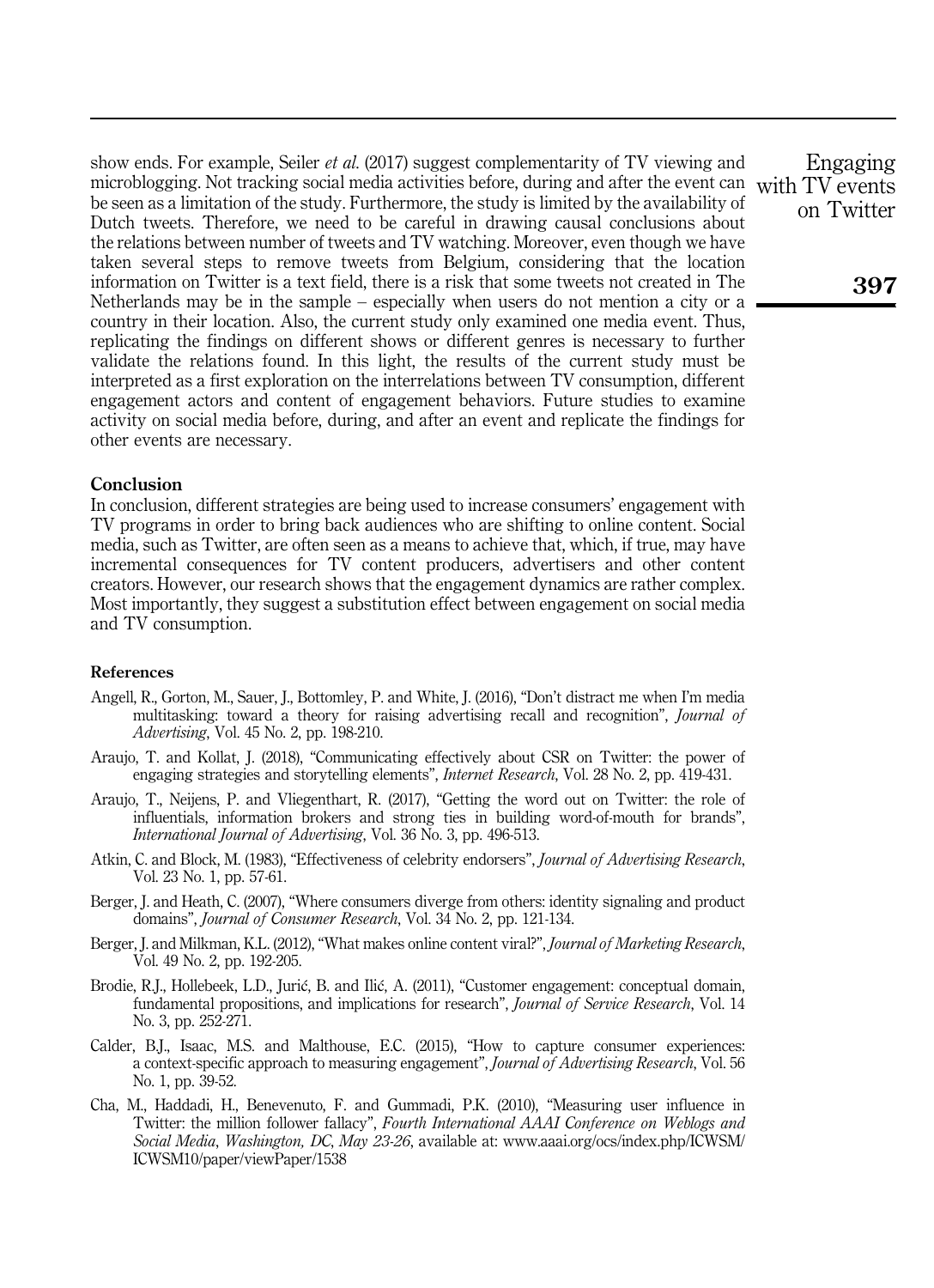show ends. For example, Seiler *et al.* (2017) suggest complementarity of TV viewing and microblogging. Not tracking social media activities before, during and after the event can be seen as a limitation of the study. Furthermore, the study is limited by the availability of Dutch tweets. Therefore, we need to be careful in drawing causal conclusions about the relations between number of tweets and TV watching. Moreover, even though we have taken several steps to remove tweets from Belgium, considering that the location information on Twitter is a text field, there is a risk that some tweets not created in The Netherlands may be in the sample – especially when users do not mention a city or a country in their location. Also, the current study only examined one media event. Thus, replicating the findings on different shows or different genres is necessary to further validate the relations found. In this light, the results of the current study must be interpreted as a first exploration on the interrelations between TV consumption, different engagement actors and content of engagement behaviors. Future studies to examine activity on social media before, during, and after an event and replicate the findings for other events are necessary.

## Conclusion

In conclusion, different strategies are being used to increase consumers' engagement with TV programs in order to bring back audiences who are shifting to online content. Social media, such as Twitter, are often seen as a means to achieve that, which, if true, may have incremental consequences for TV content producers, advertisers and other content creators. However, our research shows that the engagement dynamics are rather complex. Most importantly, they suggest a substitution effect between engagement on social media and TV consumption.

## References

Angell, R., Gorton, M., Sauer, J., Bottomley, P. and White, J. (2016), "Don't distract me when I'm media multitasking: toward a theory for raising advertising recall and recognition", *Journal of Advertising*, Vol. 45 No. 2, pp. 198-210.

Araujo, T. and Kollat, J. (2018), "Communicating effectively about CSR on Twitter: the power of engaging strategies and storytelling elements", *Internet Research*, Vol. 28 No. 2, pp. 419-431.

Araujo, T., Neijens, P. and Vliegenthart, R. (2017), "Getting the word out on Twitter: the role of influentials, information brokers and strong ties in building word-of-mouth for brands", *International Journal of Advertising*, Vol. 36 No. 3, pp. 496-513.

Atkin, C. and Block, M. (1983), "Effectiveness of celebrity endorsers", *Journal of Advertising Research*, Vol. 23 No. 1, pp. 57-61.

Berger, J. and Heath, C. (2007), "Where consumers diverge from others: identity signaling and product domains", *Journal of Consumer Research*, Vol. 34 No. 2, pp. 121-134.

Berger, J. and Milkman, K.L. (2012), "What makes online content viral?", *Journal of Marketing Research*, Vol. 49 No. 2, pp. 192-205.

Brodie, R.J., Hollebeek, L.D., Jurić, B. and Ilić, A. (2011), "Customer engagement: conceptual domain, fundamental propositions, and implications for research", *Journal of Service Research*, Vol. 14 No. 3, pp. 252-271.

Calder, B.J., Isaac, M.S. and Malthouse, E.C. (2015), "How to capture consumer experiences: a context-specific approach to measuring engagement", *Journal of Advertising Research*, Vol. 56 No. 1, pp. 39-52.

Cha, M., Haddadi, H., Benevenuto, F. and Gummadi, P.K. (2010), "Measuring user influence in Twitter: the million follower fallacy", *Fourth International AAAI Conference on Weblogs and Social Media*, *Washington, DC*, *May 23-26*, available at: www.aaai.org/ocs/index.php/ICWSM/ICWSM10/paper/viewPaper/1538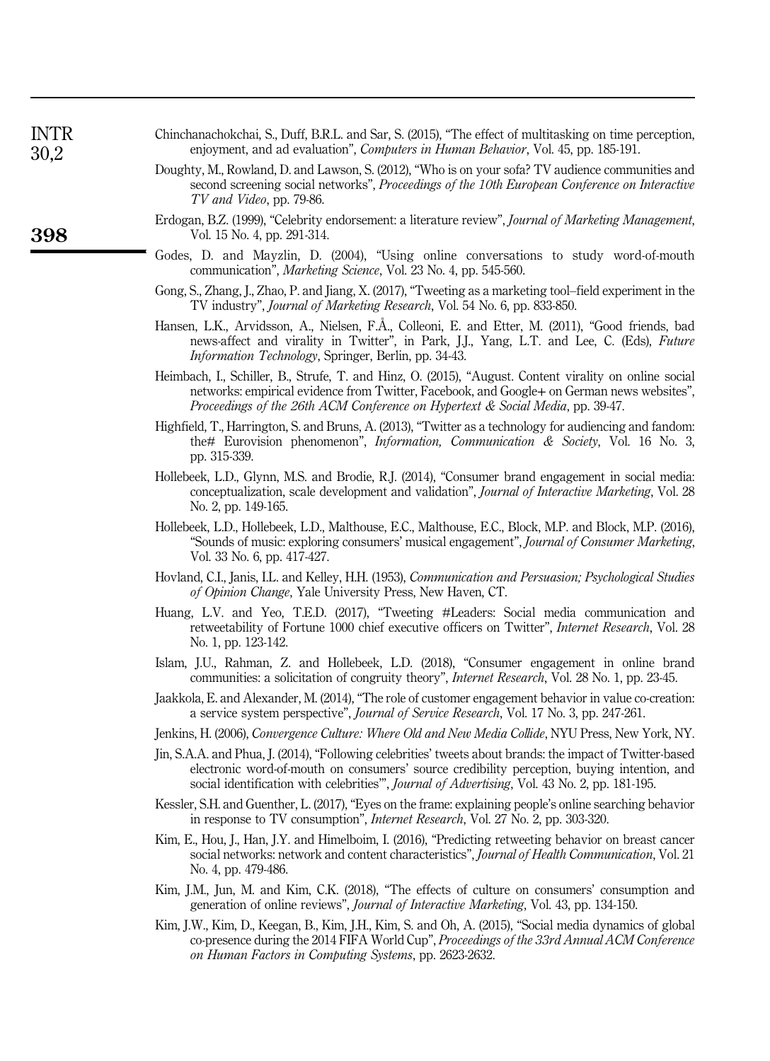Chinchanachokchai, S., Duff, B.R.L. and Sar, S. (2015), "The effect of multitasking on time perception, enjoyment, and ad evaluation", *Computers in Human Behavior*, Vol. 45, pp. 185-191.

Doughty, M., Rowland, D. and Lawson, S. (2012), "Who is on your sofa? TV audience communities and second screening social networks", *Proceedings of the 10th European Conference on Interactive TV and Video*, pp. 79-86.

Erdogan, B.Z. (1999), "Celebrity endorsement: a literature review", *Journal of Marketing Management*, Vol. 15 No. 4, pp. 291-314.

Godes, D. and Mayzlin, D. (2004), "Using online conversations to study word-of-mouth communication", *Marketing Science*, Vol. 23 No. 4, pp. 545-560.

Gong, S., Zhang, J., Zhao, P. and Jiang, X. (2017), "Tweeting as a marketing tool–field experiment in the TV industry", *Journal of Marketing Research*, Vol. 54 No. 6, pp. 833-850.

Hansen, L.K., Arvidsson, A., Nielsen, F.Å., Colleoni, E. and Etter, M. (2011), "Good friends, bad news-affect and virality in Twitter", in Park, J.J., Yang, L.T. and Lee, C. (Eds), *Future Information Technology*, Springer, Berlin, pp. 34-43.

Heimbach, I., Schiller, B., Strufe, T. and Hinz, O. (2015), "August. Content virality on online social networks: empirical evidence from Twitter, Facebook, and Google+ on German news websites", *Proceedings of the 26th ACM Conference on Hypertext & Social Media*, pp. 39-47.

Highfield, T., Harrington, S. and Bruns, A. (2013), "Twitter as a technology for audiencing and fandom: the# Eurovision phenomenon", *Information, Communication & Society*, Vol. 16 No. 3, pp. 315-339.

Hollebeek, L.D., Glynn, M.S. and Brodie, R.J. (2014), "Consumer brand engagement in social media: conceptualization, scale development and validation", *Journal of Interactive Marketing*, Vol. 28 No. 2, pp. 149-165.

Hollebeek, L.D., Hollebeek, L.D., Malthouse, E.C., Malthouse, E.C., Block, M.P. and Block, M.P. (2016), "Sounds of music: exploring consumers' musical engagement", *Journal of Consumer Marketing*, Vol. 33 No. 6, pp. 417-427.

Hovland, C.I., Janis, I.L. and Kelley, H.H. (1953), *Communication and Persuasion; Psychological Studies of Opinion Change*, Yale University Press, New Haven, CT.

Huang, L.V. and Yeo, T.E.D. (2017), "Tweeting #Leaders: Social media communication and retweetability of Fortune 1000 chief executive officers on Twitter", *Internet Research*, Vol. 28 No. 1, pp. 123-142.

Islam, J.U., Rahman, Z. and Hollebeek, L.D. (2018), "Consumer engagement in online brand communities: a solicitation of congruity theory", *Internet Research*, Vol. 28 No. 1, pp. 23-45.

Jaakkola, E. and Alexander, M. (2014), "The role of customer engagement behavior in value co-creation: a service system perspective", *Journal of Service Research*, Vol. 17 No. 3, pp. 247-261.

Jenkins, H. (2006), *Convergence Culture: Where Old and New Media Collide*, NYU Press, New York, NY.

Jin, S.A.A. and Phua, J. (2014), "Following celebrities' tweets about brands: the impact of Twitter-based electronic word-of-mouth on consumers' source credibility perception, buying intention, and social identification with celebrities'", *Journal of Advertising*, Vol. 43 No. 2, pp. 181-195.

Kessler, S.H. and Guenther, L. (2017), "Eyes on the frame: explaining people's online searching behavior in response to TV consumption", *Internet Research*, Vol. 27 No. 2, pp. 303-320.

Kim, E., Hou, J., Han, J.Y. and Himelboim, I. (2016), "Predicting retweeting behavior on breast cancer social networks: network and content characteristics", *Journal of Health Communication*, Vol. 21 No. 4, pp. 479-486.

Kim, J.M., Jun, M. and Kim, C.K. (2018), "The effects of culture on consumers' consumption and generation of online reviews", *Journal of Interactive Marketing*, Vol. 43, pp. 134-150.

Kim, J.W., Kim, D., Keegan, B., Kim, J.H., Kim, S. and Oh, A. (2015), "Social media dynamics of global co-presence during the 2014 FIFA World Cup", *Proceedings of the 33rd Annual ACM Conference on Human Factors in Computing Systems*, pp. 2623-2632.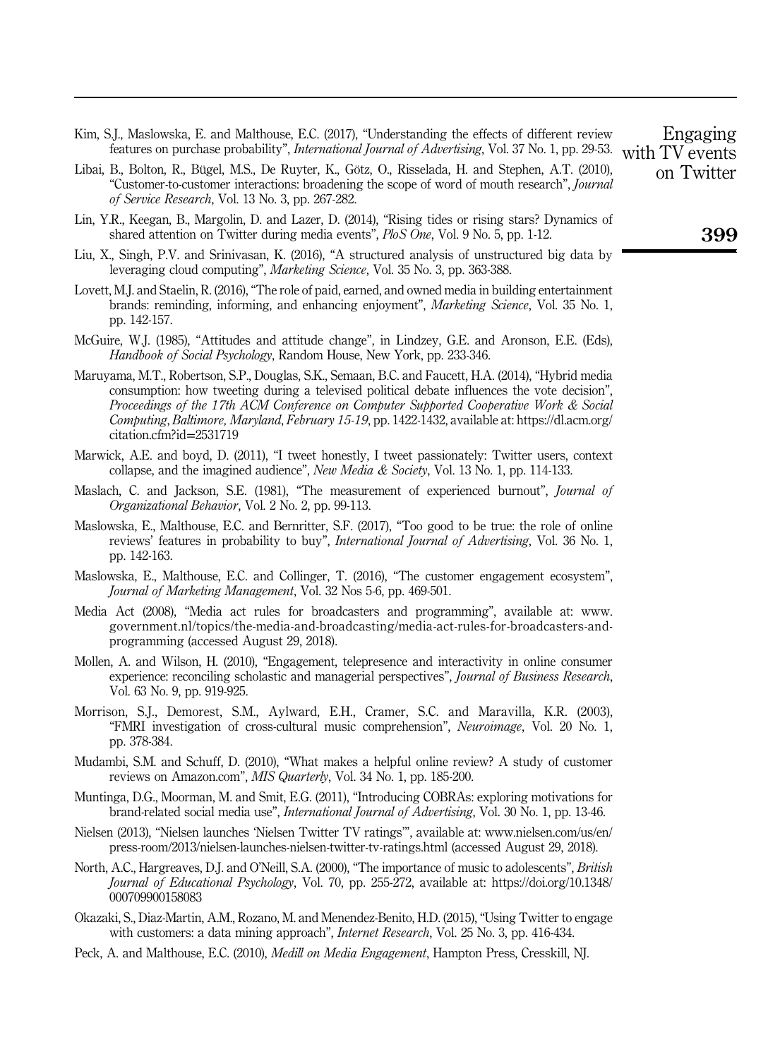Kim, S.J., Maslowska, E. and Malthouse, E.C. (2017), "Understanding the effects of different review features on purchase probability", *International Journal of Advertising*, Vol. 37 No. 1, pp. 29-53.

Libai, B., Bolton, R., Bügel, M.S., De Ruyter, K., Götz, O., Risselada, H. and Stephen, A.T. (2010), "Customer-to-customer interactions: broadening the scope of word of mouth research", *Journal of Service Research*, Vol. 13 No. 3, pp. 267-282.

Lin, Y.R., Keegan, B., Margolin, D. and Lazer, D. (2014), "Rising tides or rising stars? Dynamics of shared attention on Twitter during media events", *PloS One*, Vol. 9 No. 5, pp. 1-12.

Liu, X., Singh, P.V. and Srinivasan, K. (2016), "A structured analysis of unstructured big data by leveraging cloud computing", *Marketing Science*, Vol. 35 No. 3, pp. 363-388.

Lovett, M.J. and Staelin, R. (2016), "The role of paid, earned, and owned media in building entertainment brands: reminding, informing, and enhancing enjoyment", *Marketing Science*, Vol. 35 No. 1, pp. 142-157.

McGuire, W.J. (1985), "Attitudes and attitude change", in Lindzey, G.E. and Aronson, E.E. (Eds), *Handbook of Social Psychology*, Random House, New York, pp. 233-346.

Maruyama, M.T., Robertson, S.P., Douglas, S.K., Semaan, B.C. and Faucett, H.A. (2014), "Hybrid media consumption: how tweeting during a televised political debate influences the vote decision", *Proceedings of the 17th ACM Conference on Computer Supported Cooperative Work & Social Computing, Baltimore, Maryland, February 15-19*, pp. 1422-1432, available at: https://dl.acm.org/citation.cfm?id=2531719

Marwick, A.E. and boyd, D. (2011), "I tweet honestly, I tweet passionately: Twitter users, context collapse, and the imagined audience", *New Media & Society*, Vol. 13 No. 1, pp. 114-133.

Maslach, C. and Jackson, S.E. (1981), "The measurement of experienced burnout", *Journal of Organizational Behavior*, Vol. 2 No. 2, pp. 99-113.

Maslowska, E., Malthouse, E.C. and Bernritter, S.F. (2017), "Too good to be true: the role of online reviews' features in probability to buy", *International Journal of Advertising*, Vol. 36 No. 1, pp. 142-163.

Maslowska, E., Malthouse, E.C. and Collinger, T. (2016), "The customer engagement ecosystem", *Journal of Marketing Management*, Vol. 32 Nos 5-6, pp. 469-501.

Media Act (2008), "Media act rules for broadcasters and programming", available at: www.government.nl/topics/the-media-and-broadcasting/media-act-rules-for-broadcasters-and-programming (accessed August 29, 2018).

Mollen, A. and Wilson, H. (2010), "Engagement, telepresence and interactivity in online consumer experience: reconciling scholastic and managerial perspectives", *Journal of Business Research*, Vol. 63 No. 9, pp. 919-925.

Morrison, S.J., Demorest, S.M., Aylward, E.H., Cramer, S.C. and Maravilla, K.R. (2003), "FMRI investigation of cross-cultural music comprehension", *Neuroimage*, Vol. 20 No. 1, pp. 378-384.

Mudambi, S.M. and Schuff, D. (2010), "What makes a helpful online review? A study of customer reviews on Amazon.com", *MIS Quarterly*, Vol. 34 No. 1, pp. 185-200.

Muntinga, D.G., Moorman, M. and Smit, E.G. (2011), "Introducing COBRAs: exploring motivations for brand-related social media use", *International Journal of Advertising*, Vol. 30 No. 1, pp. 13-46.

Nielsen (2013), "Nielsen launches 'Nielsen Twitter TV ratings'", available at: www.nielsen.com/us/en/press-room/2013/nielsen-launches-nielsen-twitter-tv-ratings.html (accessed August 29, 2018).

North, A.C., Hargreaves, D.J. and O'Neill, S.A. (2000), "The importance of music to adolescents", *British Journal of Educational Psychology*, Vol. 70, pp. 255-272, available at: https://doi.org/10.1348/000709900158083

Okazaki, S., Diaz-Martin, A.M., Rozano, M. and Menendez-Benito, H.D. (2015), "Using Twitter to engage with customers: a data mining approach", *Internet Research*, Vol. 25 No. 3, pp. 416-434.

Peck, A. and Malthouse, E.C. (2010), *Medill on Media Engagement*, Hampton Press, Cresskill, NJ.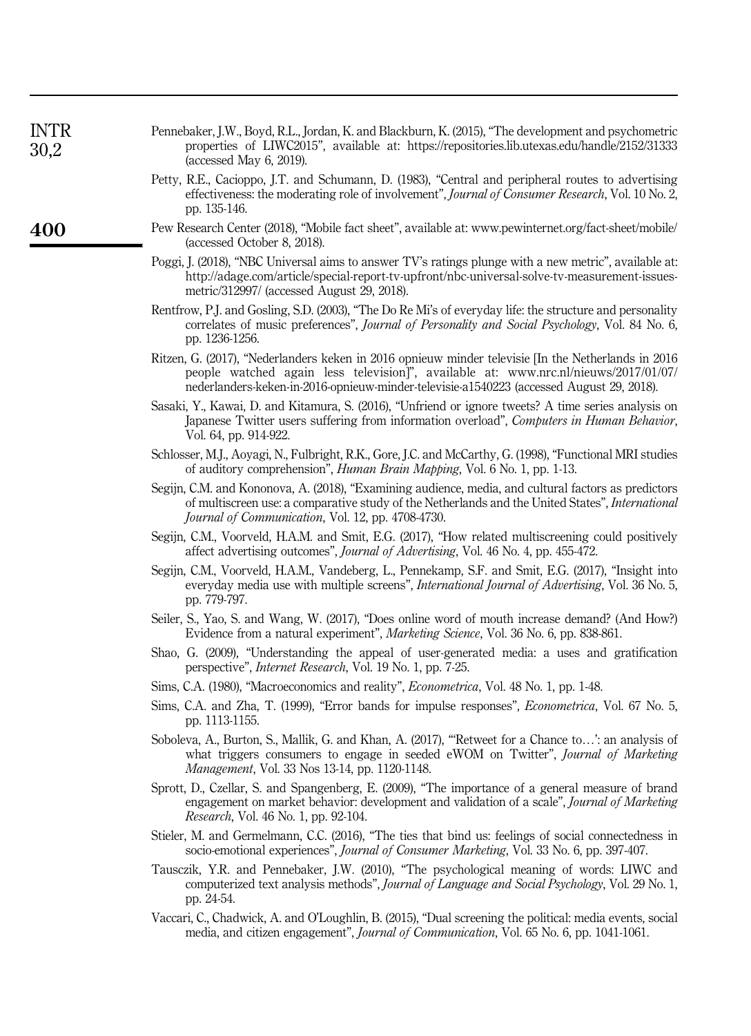Pennebaker, J.W., Boyd, R.L., Jordan, K. and Blackburn, K. (2015), "The development and psychometric properties of LIWC2015", available at: https://repositories.lib.utexas.edu/handle/2152/31333 (accessed May 6, 2019).

Petty, R.E., Cacioppo, J.T. and Schumann, D. (1983), "Central and peripheral routes to advertising effectiveness: the moderating role of involvement", *Journal of Consumer Research*, Vol. 10 No. 2, pp. 135-146.

Pew Research Center (2018), "Mobile fact sheet", available at: www.pewinternet.org/fact-sheet/mobile/ (accessed October 8, 2018).

Poggi, J. (2018), "NBC Universal aims to answer TV's ratings plunge with a new metric", available at: http://adage.com/article/special-report-tv-upfront/nbc-universal-solve-tv-measurement-issues-metric/312997/ (accessed August 29, 2018).

Rentfrow, P.J. and Gosling, S.D. (2003), "The Do Re Mi's of everyday life: the structure and personality correlates of music preferences", *Journal of Personality and Social Psychology*, Vol. 84 No. 6, pp. 1236-1256.

Ritzen, G. (2017), "Nederlanders keken in 2016 opnieuw minder televisie [In the Netherlands in 2016 people watched again less television]", available at: www.nrc.nl/nieuws/2017/01/07/nederlanders-keken-in-2016-opnieuw-minder-televisie-a1540223 (accessed August 29, 2018).

Sasaki, Y., Kawai, D. and Kitamura, S. (2016), "Unfriend or ignore tweets? A time series analysis on Japanese Twitter users suffering from information overload", *Computers in Human Behavior*, Vol. 64, pp. 914-922.

Schlosser, M.J., Aoyagi, N., Fulbright, R.K., Gore, J.C. and McCarthy, G. (1998), "Functional MRI studies of auditory comprehension", *Human Brain Mapping*, Vol. 6 No. 1, pp. 1-13.

Segijn, C.M. and Kononova, A. (2018), "Examining audience, media, and cultural factors as predictors of multiscreen use: a comparative study of the Netherlands and the United States", *International Journal of Communication*, Vol. 12, pp. 4708-4730.

Segijn, C.M., Voorveld, H.A.M. and Smit, E.G. (2017), "How related multiscreening could positively affect advertising outcomes", *Journal of Advertising*, Vol. 46 No. 4, pp. 455-472.

Segijn, C.M., Voorveld, H.A.M., Vandeberg, L., Pennekamp, S.F. and Smit, E.G. (2017), "Insight into everyday media use with multiple screens", *International Journal of Advertising*, Vol. 36 No. 5, pp. 779-797.

Seiler, S., Yao, S. and Wang, W. (2017), "Does online word of mouth increase demand? (And How?) Evidence from a natural experiment", *Marketing Science*, Vol. 36 No. 6, pp. 838-861.

Shao, G. (2009), "Understanding the appeal of user-generated media: a uses and gratification perspective", *Internet Research*, Vol. 19 No. 1, pp. 7-25.

Sims, C.A. (1980), "Macroeconomics and reality", *Econometrica*, Vol. 48 No. 1, pp. 1-48.

Sims, C.A. and Zha, T. (1999), "Error bands for impulse responses", *Econometrica*, Vol. 67 No. 5, pp. 1113-1155.

Soboleva, A., Burton, S., Mallik, G. and Khan, A. (2017), "'Retweet for a Chance to…': an analysis of what triggers consumers to engage in seeded eWOM on Twitter", *Journal of Marketing Management*, Vol. 33 Nos 13-14, pp. 1120-1148.

Sprott, D., Czellar, S. and Spangenberg, E. (2009), "The importance of a general measure of brand engagement on market behavior: development and validation of a scale", *Journal of Marketing Research*, Vol. 46 No. 1, pp. 92-104.

Stieler, M. and Germelmann, C.C. (2016), "The ties that bind us: feelings of social connectedness in socio-emotional experiences", *Journal of Consumer Marketing*, Vol. 33 No. 6, pp. 397-407.

Tausczik, Y.R. and Pennebaker, J.W. (2010), "The psychological meaning of words: LIWC and computerized text analysis methods", *Journal of Language and Social Psychology*, Vol. 29 No. 1, pp. 24-54.

Vaccari, C., Chadwick, A. and O'Loughlin, B. (2015), "Dual screening the political: media events, social media, and citizen engagement", *Journal of Communication*, Vol. 65 No. 6, pp. 1041-1061.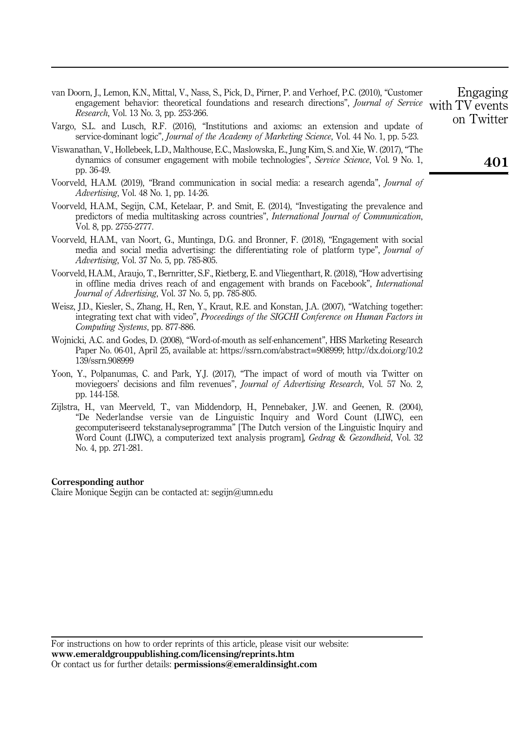van Doorn, J., Lemon, K.N., Mittal, V., Nass, S., Pick, D., Pirner, P. and Verhoef, P.C. (2010), "Customer engagement behavior: theoretical foundations and research directions", *Journal of Service Research*, Vol. 13 No. 3, pp. 253-266.

Vargo, S.L. and Lusch, R.F. (2016), "Institutions and axioms: an extension and update of service-dominant logic", *Journal of the Academy of Marketing Science*, Vol. 44 No. 1, pp. 5-23.

Viswanathan, V., Hollebeek, L.D., Malthouse, E.C., Maslowska, E., Jung Kim, S. and Xie, W. (2017), "The dynamics of consumer engagement with mobile technologies", *Service Science*, Vol. 9 No. 1, pp. 36-49.

Voorveld, H.A.M. (2019), "Brand communication in social media: a research agenda", *Journal of Advertising*, Vol. 48 No. 1, pp. 14-26.

Voorveld, H.A.M., Segijn, C.M., Ketelaar, P. and Smit, E. (2014), "Investigating the prevalence and predictors of media multitasking across countries", *International Journal of Communication*, Vol. 8, pp. 2755-2777.

Voorveld, H.A.M., van Noort, G., Muntinga, D.G. and Bronner, F. (2018), "Engagement with social media and social media advertising: the differentiating role of platform type", *Journal of Advertising*, Vol. 37 No. 5, pp. 785-805.

Voorveld, H.A.M., Araujo, T., Bernritter, S.F., Rietberg, E. and Vliegenthart, R. (2018), "How advertising in offline media drives reach of and engagement with brands on Facebook", *International Journal of Advertising*, Vol. 37 No. 5, pp. 785-805.

Weisz, J.D., Kiesler, S., Zhang, H., Ren, Y., Kraut, R.E. and Konstan, J.A. (2007), "Watching together: integrating text chat with video", *Proceedings of the SIGCHI Conference on Human Factors in Computing Systems*, pp. 877-886.

Wojnicki, A.C. and Godes, D. (2008), "Word-of-mouth as self-enhancement", HBS Marketing Research Paper No. 06-01, April 25, available at: https://ssrn.com/abstract=908999; http://dx.doi.org/10.2139/ssrn.908999

Yoon, Y., Polpanumas, C. and Park, Y.J. (2017), "The impact of word of mouth via Twitter on moviegoers' decisions and film revenues", *Journal of Advertising Research*, Vol. 57 No. 2, pp. 144-158.

Zijlstra, H., van Meerveld, T., van Middendorp, H., Pennebaker, J.W. and Geenen, R. (2004), "De Nederlandse versie van de Linguistic Inquiry and Word Count (LIWC), een gecomputeriseerd tekstanalyseprogramma" [The Dutch version of the Linguistic Inquiry and Word Count (LIWC), a computerized text analysis program], *Gedrag & Gezondheid*, Vol. 32 No. 4, pp. 271-281.

**Corresponding author**

Claire Monique Segijn can be contacted at: segijn@umn.edu

For instructions on how to order reprints of this article, please visit our website:
**www.emeraldgrouppublishing.com/licensing/reprints.htm**
Or contact us for further details: **permissions@emeraldinsight.com**